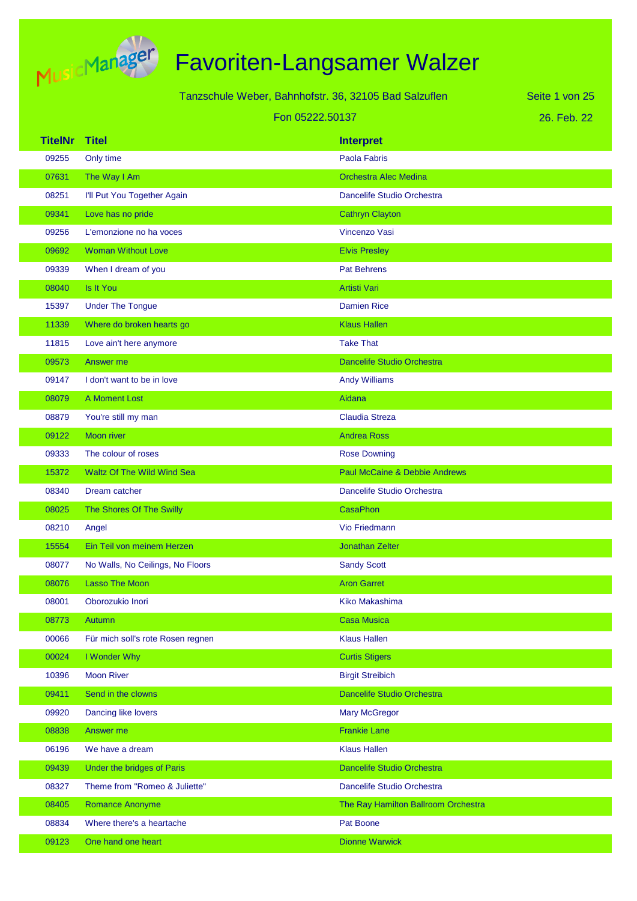# Favoriten-Langsamer Walzer

Tanzschule Weber, Bahnhofstr. 36, 32105 Bad Salzuflen

Fon 05222.50137

26. Feb. 22

| TitelNr | Titel | Interpret |
|---|---|---|
| 09255 | Only time | Paola Fabris |
| 07631 | The Way I Am | Orchestra Alec Medina |
| 08251 | I'll Put You Together Again | Dancelife Studio Orchestra |
| 09341 | Love has no pride | Cathryn Clayton |
| 09256 | L'emonzione no ha voces | Vincenzo Vasi |
| 09692 | Woman Without Love | Elvis Presley |
| 09339 | When I dream of you | Pat Behrens |
| 08040 | Is It You | Artisti Vari |
| 15397 | Under The Tongue | Damien Rice |
| 11339 | Where do broken hearts go | Klaus Hallen |
| 11815 | Love ain't here anymore | Take That |
| 09573 | Answer me | Dancelife Studio Orchestra |
| 09147 | I don't want to be in love | Andy Williams |
| 08079 | A Moment Lost | Aidana |
| 08879 | You're still my man | Claudia Streza |
| 09122 | Moon river | Andrea Ross |
| 09333 | The colour of roses | Rose Downing |
| 15372 | Waltz Of The Wild Wind Sea | Paul McCaine & Debbie Andrews |
| 08340 | Dream catcher | Dancelife Studio Orchestra |
| 08025 | The Shores Of The Swilly | CasaPhon |
| 08210 | Angel | Vio Friedmann |
| 15554 | Ein Teil von meinem Herzen | Jonathan Zelter |
| 08077 | No Walls, No Ceilings, No Floors | Sandy Scott |
| 08076 | Lasso The Moon | Aron Garret |
| 08001 | Oborozukio Inori | Kiko Makashima |
| 08773 | Autumn | Casa Musica |
| 00066 | Für mich soll's rote Rosen regnen | Klaus Hallen |
| 00024 | I Wonder Why | Curtis Stigers |
| 10396 | Moon River | Birgit Streibich |
| 09411 | Send in the clowns | Dancelife Studio Orchestra |
| 09920 | Dancing like lovers | Mary McGregor |
| 08838 | Answer me | Frankie Lane |
| 06196 | We have a dream | Klaus Hallen |
| 09439 | Under the bridges of Paris | Dancelife Studio Orchestra |
| 08327 | Theme from "Romeo & Juliette" | Dancelife Studio Orchestra |
| 08405 | Romance Anonyme | The Ray Hamilton Ballroom Orchestra |
| 08834 | Where there's a heartache | Pat Boone |
| 09123 | One hand one heart | Dionne Warwick |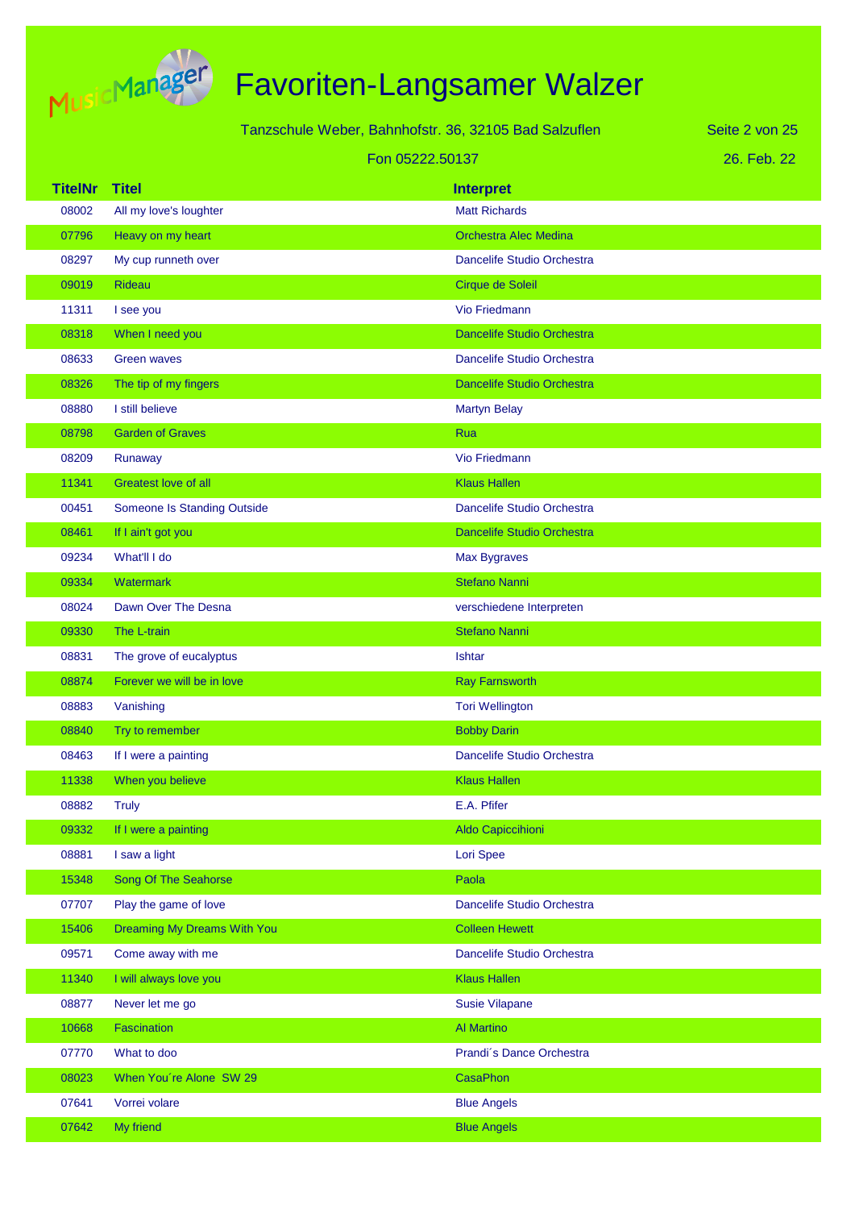# Favoriten-Langsamer Walzer

Tanzschule Weber, Bahnhofstr. 36, 32105 Bad Salzuflen

Fon 05222.50137

26. Feb. 22

| TitelNr | Titel | Interpret |
|---|---|---|
| 08002 | All my love's loughter | Matt Richards |
| 07796 | Heavy on my heart | Orchestra Alec Medina |
| 08297 | My cup runneth over | Dancelife Studio Orchestra |
| 09019 | Rideau | Cirque de Soleil |
| 11311 | I see you | Vio Friedmann |
| 08318 | When I need you | Dancelife Studio Orchestra |
| 08633 | Green waves | Dancelife Studio Orchestra |
| 08326 | The tip of my fingers | Dancelife Studio Orchestra |
| 08880 | I still believe | Martyn Belay |
| 08798 | Garden of Graves | Rua |
| 08209 | Runaway | Vio Friedmann |
| 11341 | Greatest love of all | Klaus Hallen |
| 00451 | Someone Is Standing Outside | Dancelife Studio Orchestra |
| 08461 | If I ain't got you | Dancelife Studio Orchestra |
| 09234 | What'll I do | Max Bygraves |
| 09334 | Watermark | Stefano Nanni |
| 08024 | Dawn Over The Desna | verschiedene Interpreten |
| 09330 | The L-train | Stefano Nanni |
| 08831 | The grove of eucalyptus | Ishtar |
| 08874 | Forever we will be in love | Ray Farnsworth |
| 08883 | Vanishing | Tori Wellington |
| 08840 | Try to remember | Bobby Darin |
| 08463 | If I were a painting | Dancelife Studio Orchestra |
| 11338 | When you believe | Klaus Hallen |
| 08882 | Truly | E.A. Pfifer |
| 09332 | If I were a painting | Aldo Capiccihioni |
| 08881 | I saw a light | Lori Spee |
| 15348 | Song Of The Seahorse | Paola |
| 07707 | Play the game of love | Dancelife Studio Orchestra |
| 15406 | Dreaming My Dreams With You | Colleen Hewett |
| 09571 | Come away with me | Dancelife Studio Orchestra |
| 11340 | I will always love you | Klaus Hallen |
| 08877 | Never let me go | Susie Vilapane |
| 10668 | Fascination | Al Martino |
| 07770 | What to doo | Prandi´s Dance Orchestra |
| 08023 | When You´re Alone  SW 29 | CasaPhon |
| 07641 | Vorrei volare | Blue Angels |
| 07642 | My friend | Blue Angels |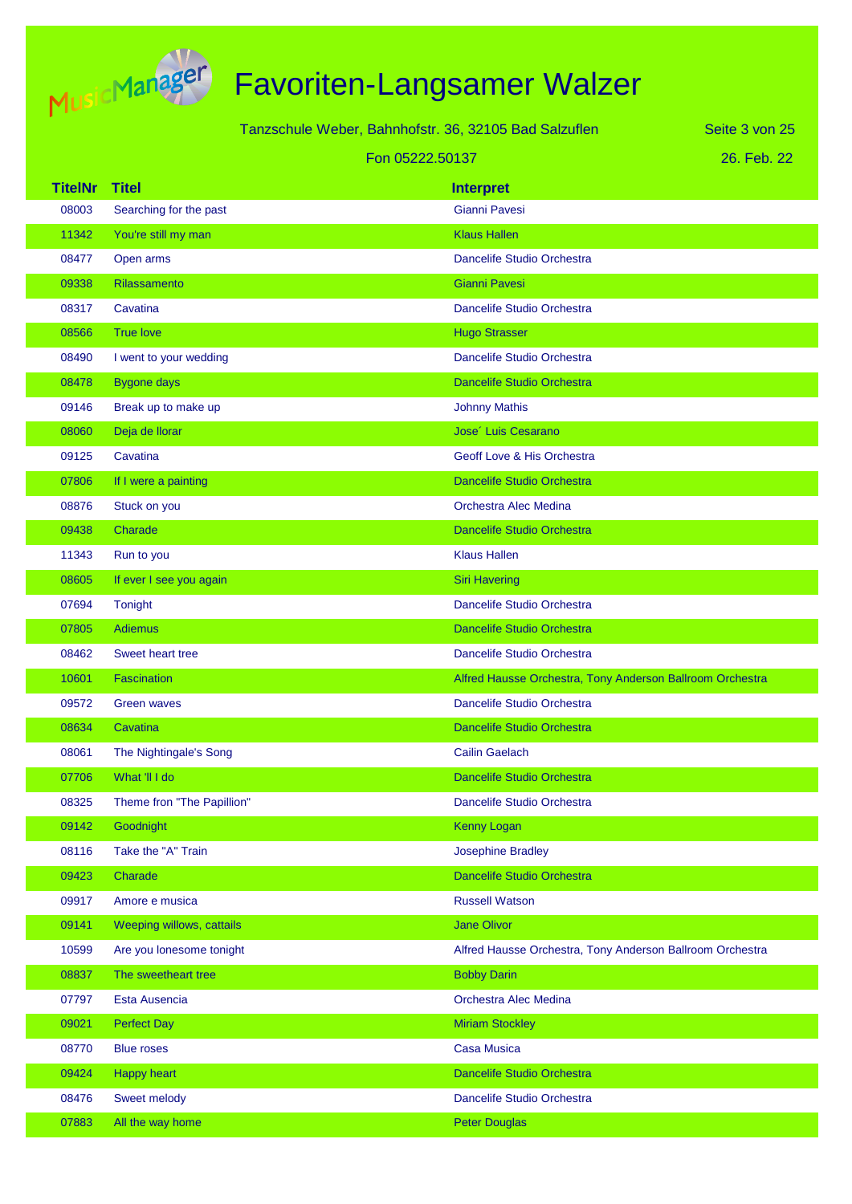# Favoriten-Langsamer Walzer

Tanzschule Weber, Bahnhofstr. 36, 32105 Bad Salzuflen

Fon 05222.50137

26. Feb. 22

| TitelNr | Titel | Interpret |
|---|---|---|
| 08003 | Searching for the past | Gianni Pavesi |
| 11342 | You're still my man | Klaus Hallen |
| 08477 | Open arms | Dancelife Studio Orchestra |
| 09338 | Rilassamento | Gianni Pavesi |
| 08317 | Cavatina | Dancelife Studio Orchestra |
| 08566 | True love | Hugo Strasser |
| 08490 | I went to your wedding | Dancelife Studio Orchestra |
| 08478 | Bygone days | Dancelife Studio Orchestra |
| 09146 | Break up to make up | Johnny Mathis |
| 08060 | Deja de llorar | Jose´ Luis Cesarano |
| 09125 | Cavatina | Geoff Love & His Orchestra |
| 07806 | If I were a painting | Dancelife Studio Orchestra |
| 08876 | Stuck on you | Orchestra Alec Medina |
| 09438 | Charade | Dancelife Studio Orchestra |
| 11343 | Run to you | Klaus Hallen |
| 08605 | If ever I see you again | Siri Havering |
| 07694 | Tonight | Dancelife Studio Orchestra |
| 07805 | Adiemus | Dancelife Studio Orchestra |
| 08462 | Sweet heart tree | Dancelife Studio Orchestra |
| 10601 | Fascination | Alfred Hausse Orchestra, Tony Anderson Ballroom Orchestra |
| 09572 | Green waves | Dancelife Studio Orchestra |
| 08634 | Cavatina | Dancelife Studio Orchestra |
| 08061 | The Nightingale's Song | Cailin Gaelach |
| 07706 | What 'll I do | Dancelife Studio Orchestra |
| 08325 | Theme fron "The Papillion" | Dancelife Studio Orchestra |
| 09142 | Goodnight | Kenny Logan |
| 08116 | Take the "A" Train | Josephine Bradley |
| 09423 | Charade | Dancelife Studio Orchestra |
| 09917 | Amore e musica | Russell Watson |
| 09141 | Weeping willows, cattails | Jane Olivor |
| 10599 | Are you lonesome tonight | Alfred Hausse Orchestra, Tony Anderson Ballroom Orchestra |
| 08837 | The sweetheart tree | Bobby Darin |
| 07797 | Esta Ausencia | Orchestra Alec Medina |
| 09021 | Perfect Day | Miriam Stockley |
| 08770 | Blue roses | Casa Musica |
| 09424 | Happy heart | Dancelife Studio Orchestra |
| 08476 | Sweet melody | Dancelife Studio Orchestra |
| 07883 | All the way home | Peter Douglas |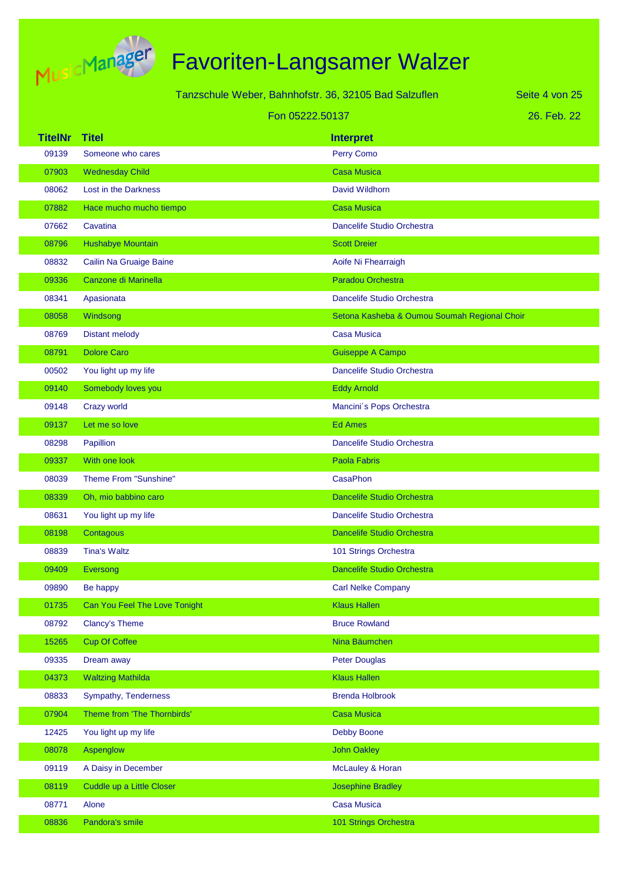# Favoriten-Langsamer Walzer

Tanzschule Weber, Bahnhofstr. 36, 32105 Bad Salzuflen

Fon 05222.50137

26. Feb. 22

| TitelNr | Titel | Interpret |
|---|---|---|
| 09139 | Someone who cares | Perry Como |
| 07903 | Wednesday Child | Casa Musica |
| 08062 | Lost in the Darkness | David Wildhorn |
| 07882 | Hace mucho mucho tiempo | Casa Musica |
| 07662 | Cavatina | Dancelife Studio Orchestra |
| 08796 | Hushabye Mountain | Scott Dreier |
| 08832 | Cailin Na Gruaige Baine | Aoife Ni Fhearraigh |
| 09336 | Canzone di Marinella | Paradou Orchestra |
| 08341 | Apasionata | Dancelife Studio Orchestra |
| 08058 | Windsong | Setona Kasheba & Oumou Soumah Regional Choir |
| 08769 | Distant melody | Casa Musica |
| 08791 | Dolore Caro | Guiseppe A Campo |
| 00502 | You light up my life | Dancelife Studio Orchestra |
| 09140 | Somebody loves you | Eddy Arnold |
| 09148 | Crazy world | Mancini´s Pops Orchestra |
| 09137 | Let me so love | Ed Ames |
| 08298 | Papillion | Dancelife Studio Orchestra |
| 09337 | With one look | Paola Fabris |
| 08039 | Theme From "Sunshine" | CasaPhon |
| 08339 | Oh, mio babbino caro | Dancelife Studio Orchestra |
| 08631 | You light up my life | Dancelife Studio Orchestra |
| 08198 | Contagous | Dancelife Studio Orchestra |
| 08839 | Tina's Waltz | 101 Strings Orchestra |
| 09409 | Eversong | Dancelife Studio Orchestra |
| 09890 | Be happy | Carl Nelke Company |
| 01735 | Can You Feel The Love Tonight | Klaus Hallen |
| 08792 | Clancy's Theme | Bruce Rowland |
| 15265 | Cup Of Coffee | Nina Bäumchen |
| 09335 | Dream away | Peter Douglas |
| 04373 | Waltzing Mathilda | Klaus Hallen |
| 08833 | Sympathy, Tenderness | Brenda Holbrook |
| 07904 | Theme from 'The Thornbirds' | Casa Musica |
| 12425 | You light up my life | Debby Boone |
| 08078 | Aspenglow | John Oakley |
| 09119 | A Daisy in December | McLauley & Horan |
| 08119 | Cuddle up a Little Closer | Josephine Bradley |
| 08771 | Alone | Casa Musica |
| 08836 | Pandora's smile | 101 Strings Orchestra |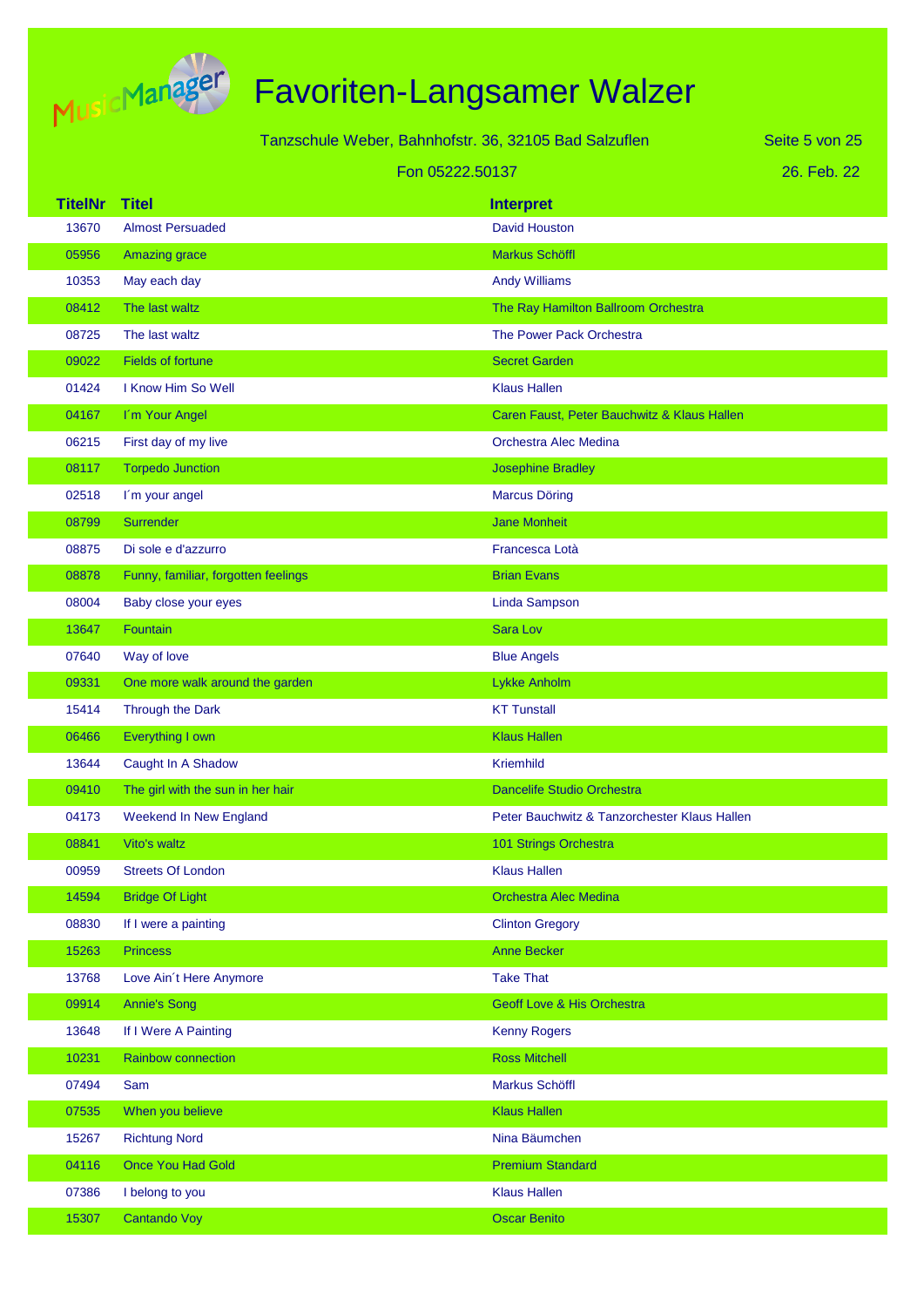# Favoriten-Langsamer Walzer

Tanzschule Weber, Bahnhofstr. 36, 32105 Bad Salzuflen

Fon 05222.50137

26. Feb. 22

| TitelNr | Titel | Interpret |
|---|---|---|
| 13670 | Almost Persuaded | David Houston |
| 05956 | Amazing grace | Markus Schöffl |
| 10353 | May each day | Andy Williams |
| 08412 | The last waltz | The Ray Hamilton Ballroom Orchestra |
| 08725 | The last waltz | The Power Pack Orchestra |
| 09022 | Fields of fortune | Secret Garden |
| 01424 | I Know Him So Well | Klaus Hallen |
| 04167 | I´m Your Angel | Caren Faust, Peter Bauchwitz & Klaus Hallen |
| 06215 | First day of my live | Orchestra Alec Medina |
| 08117 | Torpedo Junction | Josephine Bradley |
| 02518 | I´m your angel | Marcus Döring |
| 08799 | Surrender | Jane Monheit |
| 08875 | Di sole e d'azzurro | Francesca Lotà |
| 08878 | Funny, familiar, forgotten feelings | Brian Evans |
| 08004 | Baby close your eyes | Linda Sampson |
| 13647 | Fountain | Sara Lov |
| 07640 | Way of love | Blue Angels |
| 09331 | One more walk around the garden | Lykke Anholm |
| 15414 | Through the Dark | KT Tunstall |
| 06466 | Everything I own | Klaus Hallen |
| 13644 | Caught In A Shadow | Kriemhild |
| 09410 | The girl with the sun in her hair | Dancelife Studio Orchestra |
| 04173 | Weekend In New England | Peter Bauchwitz & Tanzorchester Klaus Hallen |
| 08841 | Vito's waltz | 101 Strings Orchestra |
| 00959 | Streets Of London | Klaus Hallen |
| 14594 | Bridge Of Light | Orchestra Alec Medina |
| 08830 | If I were a painting | Clinton Gregory |
| 15263 | Princess | Anne Becker |
| 13768 | Love Ain´t Here Anymore | Take That |
| 09914 | Annie's Song | Geoff Love & His Orchestra |
| 13648 | If I Were A Painting | Kenny Rogers |
| 10231 | Rainbow connection | Ross Mitchell |
| 07494 | Sam | Markus Schöffl |
| 07535 | When you believe | Klaus Hallen |
| 15267 | Richtung Nord | Nina Bäumchen |
| 04116 | Once You Had Gold | Premium Standard |
| 07386 | I belong to you | Klaus Hallen |
| 15307 | Cantando Voy | Oscar Benito |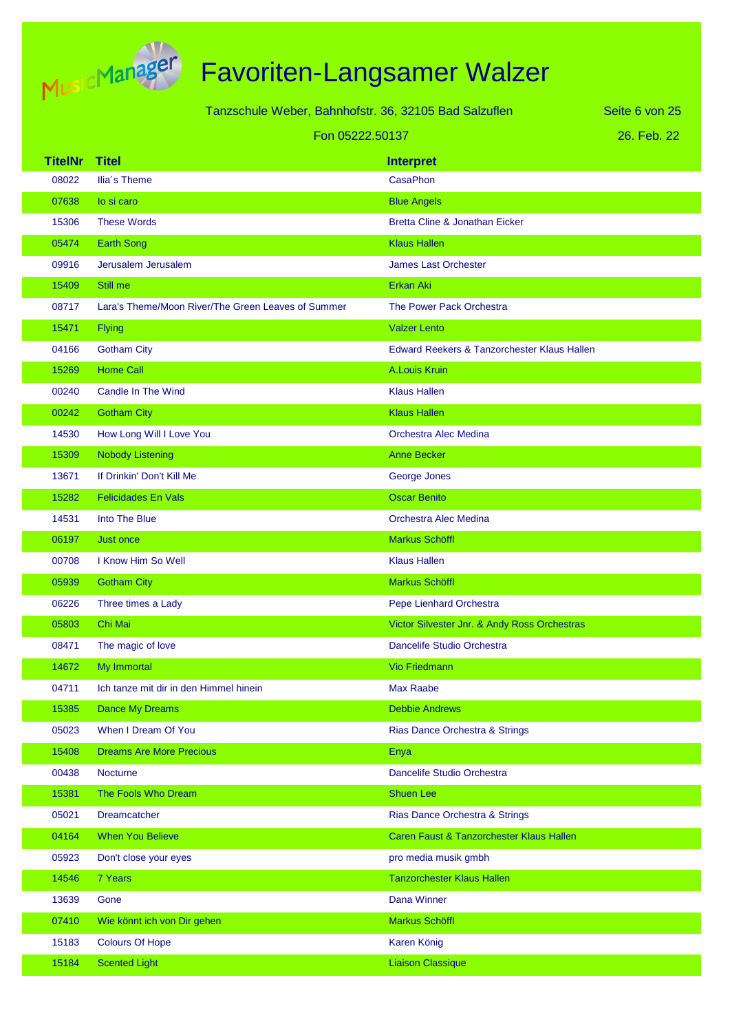# Favoriten-Langsamer Walzer

Tanzschule Weber, Bahnhofstr. 36, 32105 Bad Salzuflen

Fon 05222.50137

26. Feb. 22

| TitelNr | Titel | Interpret |
|---|---|---|
| 08022 | Ilia´s Theme | CasaPhon |
| 07638 | Io si caro | Blue Angels |
| 15306 | These Words | Bretta Cline & Jonathan Eicker |
| 05474 | Earth Song | Klaus Hallen |
| 09916 | Jerusalem Jerusalem | James Last Orchester |
| 15409 | Still me | Erkan Aki |
| 08717 | Lara's Theme/Moon River/The Green Leaves of Summer | The Power Pack Orchestra |
| 15471 | Flying | Valzer Lento |
| 04166 | Gotham City | Edward Reekers & Tanzorchester Klaus Hallen |
| 15269 | Home Call | A.Louis Kruin |
| 00240 | Candle In The Wind | Klaus Hallen |
| 00242 | Gotham City | Klaus Hallen |
| 14530 | How Long Will I Love You | Orchestra Alec Medina |
| 15309 | Nobody Listening | Anne Becker |
| 13671 | If Drinkin' Don't Kill Me | George Jones |
| 15282 | Felicidades En Vals | Oscar Benito |
| 14531 | Into The Blue | Orchestra Alec Medina |
| 06197 | Just once | Markus Schöffl |
| 00708 | I Know Him So Well | Klaus Hallen |
| 05939 | Gotham City | Markus Schöffl |
| 06226 | Three times a Lady | Pepe Lienhard Orchestra |
| 05803 | Chi Mai | Victor Silvester Jnr. & Andy Ross Orchestras |
| 08471 | The magic of love | Dancelife Studio Orchestra |
| 14672 | My Immortal | Vio Friedmann |
| 04711 | Ich tanze mit dir in den Himmel hinein | Max Raabe |
| 15385 | Dance My Dreams | Debbie Andrews |
| 05023 | When I Dream Of You | Rias Dance Orchestra & Strings |
| 15408 | Dreams Are More Precious | Enya |
| 00438 | Nocturne | Dancelife Studio Orchestra |
| 15381 | The Fools Who Dream | Shuen Lee |
| 05021 | Dreamcatcher | Rias Dance Orchestra & Strings |
| 04164 | When You Believe | Caren Faust & Tanzorchester Klaus Hallen |
| 05923 | Don't close your eyes | pro media musik gmbh |
| 14546 | 7 Years | Tanzorchester Klaus Hallen |
| 13639 | Gone | Dana Winner |
| 07410 | Wie könnt ich von Dir gehen | Markus Schöffl |
| 15183 | Colours Of Hope | Karen König |
| 15184 | Scented Light | Liaison Classique |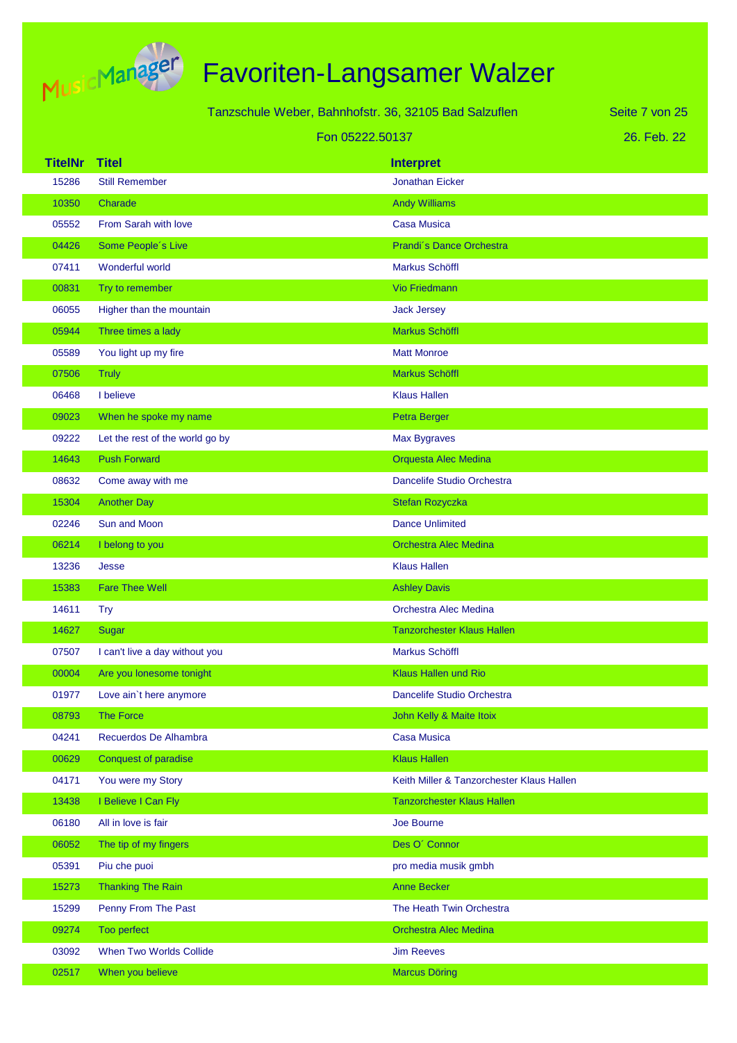# Favoriten-Langsamer Walzer

Tanzschule Weber, Bahnhofstr. 36, 32105 Bad Salzuflen

Fon 05222.50137

26. Feb. 22

| TitelNr | Titel | Interpret |
|---|---|---|
| 15286 | Still Remember | Jonathan Eicker |
| 10350 | Charade | Andy Williams |
| 05552 | From Sarah with love | Casa Musica |
| 04426 | Some People´s Live | Prandi´s Dance Orchestra |
| 07411 | Wonderful world | Markus Schöffl |
| 00831 | Try to remember | Vio Friedmann |
| 06055 | Higher than the mountain | Jack Jersey |
| 05944 | Three times a lady | Markus Schöffl |
| 05589 | You light up my fire | Matt Monroe |
| 07506 | Truly | Markus Schöffl |
| 06468 | I believe | Klaus Hallen |
| 09023 | When he spoke my name | Petra Berger |
| 09222 | Let the rest of the world go by | Max Bygraves |
| 14643 | Push Forward | Orquesta Alec Medina |
| 08632 | Come away with me | Dancelife Studio Orchestra |
| 15304 | Another Day | Stefan Rozyczka |
| 02246 | Sun and Moon | Dance Unlimited |
| 06214 | I belong to you | Orchestra Alec Medina |
| 13236 | Jesse | Klaus Hallen |
| 15383 | Fare Thee Well | Ashley Davis |
| 14611 | Try | Orchestra Alec Medina |
| 14627 | Sugar | Tanzorchester Klaus Hallen |
| 07507 | I can't live a day without you | Markus Schöffl |
| 00004 | Are you lonesome tonight | Klaus Hallen und Rio |
| 01977 | Love ain`t here anymore | Dancelife Studio Orchestra |
| 08793 | The Force | John Kelly & Maite Itoix |
| 04241 | Recuerdos De Alhambra | Casa Musica |
| 00629 | Conquest of paradise | Klaus Hallen |
| 04171 | You were my Story | Keith Miller & Tanzorchester Klaus Hallen |
| 13438 | I Believe I Can Fly | Tanzorchester Klaus Hallen |
| 06180 | All in love is fair | Joe Bourne |
| 06052 | The tip of my fingers | Des O´ Connor |
| 05391 | Piu che puoi | pro media musik gmbh |
| 15273 | Thanking The Rain | Anne Becker |
| 15299 | Penny From The Past | The Heath Twin Orchestra |
| 09274 | Too perfect | Orchestra Alec Medina |
| 03092 | When Two Worlds Collide | Jim Reeves |
| 02517 | When you believe | Marcus Döring |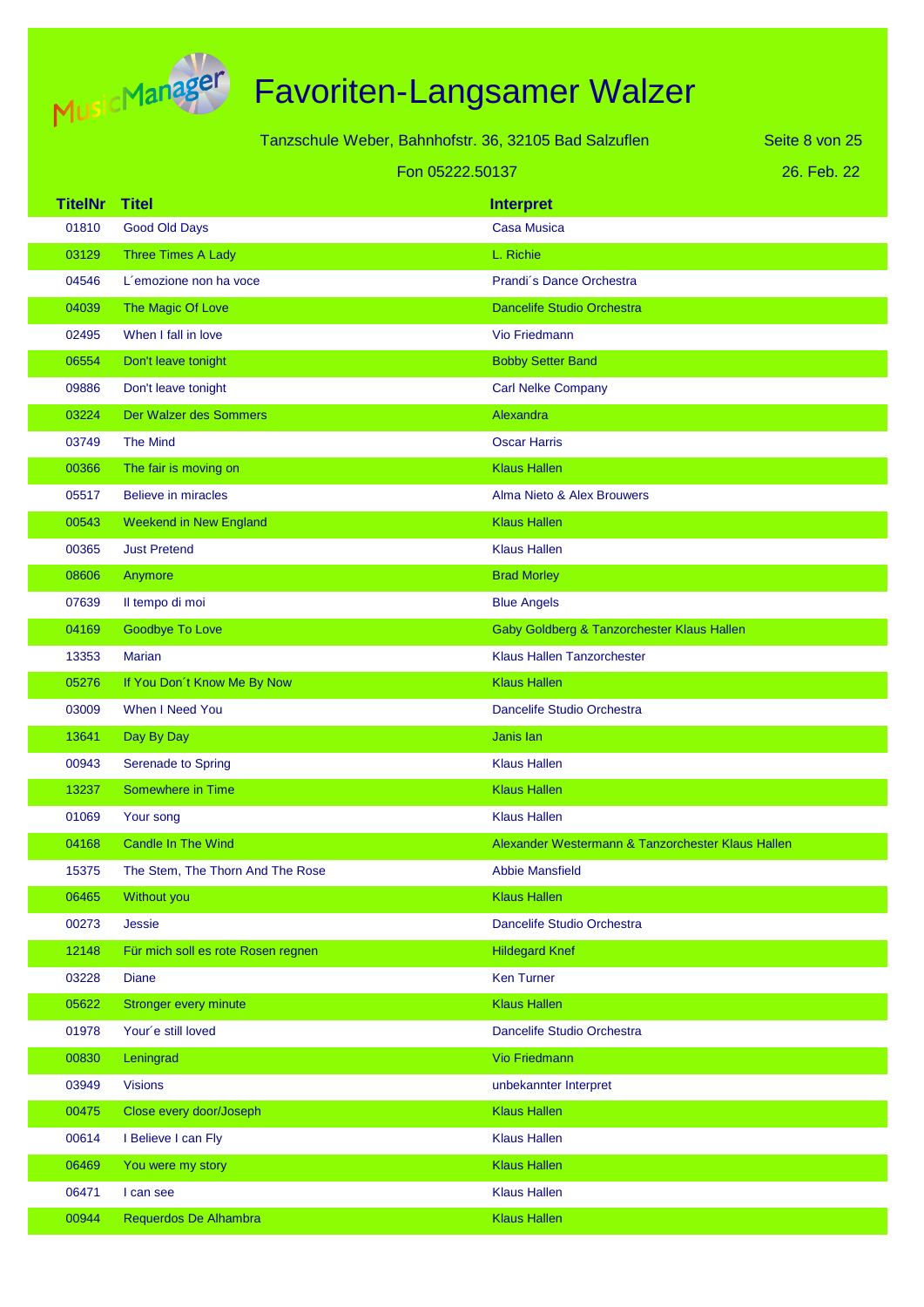# Favoriten-Langsamer Walzer

Tanzschule Weber, Bahnhofstr. 36, 32105 Bad Salzuflen

Fon 05222.50137

26. Feb. 22

| TitelNr | Titel | Interpret |
|---|---|---|
| 01810 | Good Old Days | Casa Musica |
| 03129 | Three Times A Lady | L. Richie |
| 04546 | L´emozione non ha voce | Prandi´s Dance Orchestra |
| 04039 | The Magic Of Love | Dancelife Studio Orchestra |
| 02495 | When I fall in love | Vio Friedmann |
| 06554 | Don't leave tonight | Bobby Setter Band |
| 09886 | Don't leave tonight | Carl Nelke Company |
| 03224 | Der Walzer des Sommers | Alexandra |
| 03749 | The Mind | Oscar Harris |
| 00366 | The fair is moving on | Klaus Hallen |
| 05517 | Believe in miracles | Alma Nieto & Alex Brouwers |
| 00543 | Weekend in New England | Klaus Hallen |
| 00365 | Just Pretend | Klaus Hallen |
| 08606 | Anymore | Brad Morley |
| 07639 | Il tempo di moi | Blue Angels |
| 04169 | Goodbye To Love | Gaby Goldberg & Tanzorchester Klaus Hallen |
| 13353 | Marian | Klaus Hallen Tanzorchester |
| 05276 | If You Don´t Know Me By Now | Klaus Hallen |
| 03009 | When I Need You | Dancelife Studio Orchestra |
| 13641 | Day By Day | Janis Ian |
| 00943 | Serenade to Spring | Klaus Hallen |
| 13237 | Somewhere in Time | Klaus Hallen |
| 01069 | Your song | Klaus Hallen |
| 04168 | Candle In The Wind | Alexander Westermann & Tanzorchester Klaus Hallen |
| 15375 | The Stem, The Thorn And The Rose | Abbie Mansfield |
| 06465 | Without you | Klaus Hallen |
| 00273 | Jessie | Dancelife Studio Orchestra |
| 12148 | Für mich soll es rote Rosen regnen | Hildegard Knef |
| 03228 | Diane | Ken Turner |
| 05622 | Stronger every minute | Klaus Hallen |
| 01978 | Your´e still loved | Dancelife Studio Orchestra |
| 00830 | Leningrad | Vio Friedmann |
| 03949 | Visions | unbekannter Interpret |
| 00475 | Close every door/Joseph | Klaus Hallen |
| 00614 | I Believe I can Fly | Klaus Hallen |
| 06469 | You were my story | Klaus Hallen |
| 06471 | I can see | Klaus Hallen |
| 00944 | Requerdos De Alhambra | Klaus Hallen |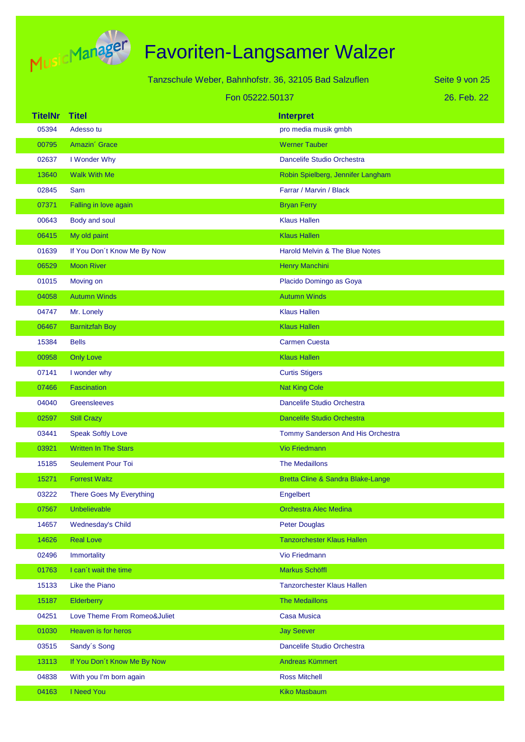# Favoriten-Langsamer Walzer

Tanzschule Weber, Bahnhofstr. 36, 32105 Bad Salzuflen

Fon 05222.50137

26. Feb. 22

| TitelNr | Titel | Interpret |
|---|---|---|
| 05394 | Adesso tu | pro media musik gmbh |
| 00795 | Amazin´ Grace | Werner Tauber |
| 02637 | I Wonder Why | Dancelife Studio Orchestra |
| 13640 | Walk With Me | Robin Spielberg, Jennifer Langham |
| 02845 | Sam | Farrar / Marvin / Black |
| 07371 | Falling in love again | Bryan Ferry |
| 00643 | Body and soul | Klaus Hallen |
| 06415 | My old paint | Klaus Hallen |
| 01639 | If You Don´t Know Me By Now | Harold Melvin & The Blue Notes |
| 06529 | Moon River | Henry Manchini |
| 01015 | Moving on | Placido Domingo as Goya |
| 04058 | Autumn Winds | Autumn Winds |
| 04747 | Mr. Lonely | Klaus Hallen |
| 06467 | Barnitzfah Boy | Klaus Hallen |
| 15384 | Bells | Carmen Cuesta |
| 00958 | Only Love | Klaus Hallen |
| 07141 | I wonder why | Curtis Stigers |
| 07466 | Fascination | Nat King Cole |
| 04040 | Greensleeves | Dancelife Studio Orchestra |
| 02597 | Still Crazy | Dancelife Studio Orchestra |
| 03441 | Speak Softly Love | Tommy Sanderson And His Orchestra |
| 03921 | Written In The Stars | Vio Friedmann |
| 15185 | Seulement Pour Toi | The Medaillons |
| 15271 | Forrest Waltz | Bretta Cline & Sandra Blake-Lange |
| 03222 | There Goes My Everything | Engelbert |
| 07567 | Unbelievable | Orchestra Alec Medina |
| 14657 | Wednesday's Child | Peter Douglas |
| 14626 | Real Love | Tanzorchester Klaus Hallen |
| 02496 | Immortality | Vio Friedmann |
| 01763 | I can´t wait the time | Markus Schöffl |
| 15133 | Like the Piano | Tanzorchester Klaus Hallen |
| 15187 | Elderberry | The Medaillons |
| 04251 | Love Theme From Romeo&Juliet | Casa Musica |
| 01030 | Heaven is for heros | Jay Seever |
| 03515 | Sandy´s Song | Dancelife Studio Orchestra |
| 13113 | If You Don´t Know Me By Now | Andreas Kümmert |
| 04838 | With you I'm born again | Ross Mitchell |
| 04163 | I Need You | Kiko Masbaum |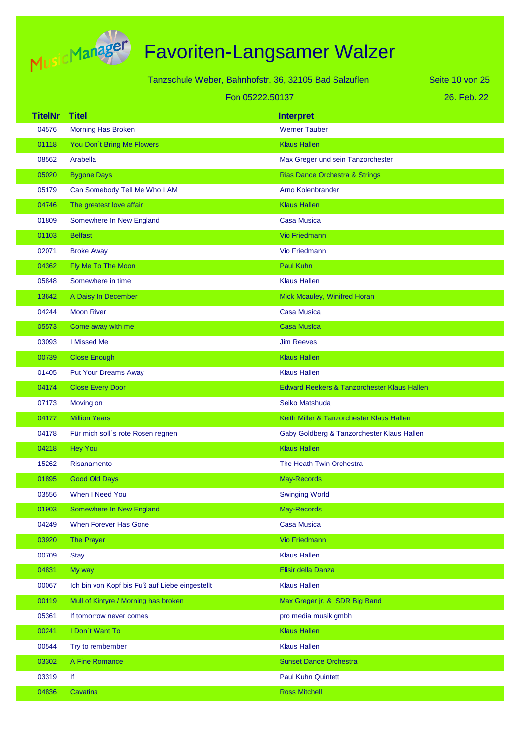# Favoriten-Langsamer Walzer

Tanzschule Weber, Bahnhofstr. 36, 32105 Bad Salzuflen

Fon 05222.50137

26. Feb. 22

| TitelNr | Titel | Interpret |
|---|---|---|
| 04576 | Morning Has Broken | Werner Tauber |
| 01118 | You Don´t Bring Me Flowers | Klaus Hallen |
| 08562 | Arabella | Max Greger und sein Tanzorchester |
| 05020 | Bygone Days | Rias Dance Orchestra & Strings |
| 05179 | Can Somebody Tell Me Who I AM | Arno Kolenbrander |
| 04746 | The greatest love affair | Klaus Hallen |
| 01809 | Somewhere In New England | Casa Musica |
| 01103 | Belfast | Vio Friedmann |
| 02071 | Broke Away | Vio Friedmann |
| 04362 | Fly Me To The Moon | Paul Kuhn |
| 05848 | Somewhere in time | Klaus Hallen |
| 13642 | A Daisy In December | Mick Mcauley, Winifred Horan |
| 04244 | Moon River | Casa Musica |
| 05573 | Come away with me | Casa Musica |
| 03093 | I Missed Me | Jim Reeves |
| 00739 | Close Enough | Klaus Hallen |
| 01405 | Put Your Dreams Away | Klaus Hallen |
| 04174 | Close Every Door | Edward Reekers & Tanzorchester Klaus Hallen |
| 07173 | Moving on | Seiko Matshuda |
| 04177 | Million Years | Keith Miller & Tanzorchester Klaus Hallen |
| 04178 | Für mich soll´s rote Rosen regnen | Gaby Goldberg & Tanzorchester Klaus Hallen |
| 04218 | Hey You | Klaus Hallen |
| 15262 | Risanamento | The Heath Twin Orchestra |
| 01895 | Good Old Days | May-Records |
| 03556 | When I Need You | Swinging World |
| 01903 | Somewhere In New England | May-Records |
| 04249 | When Forever Has Gone | Casa Musica |
| 03920 | The Prayer | Vio Friedmann |
| 00709 | Stay | Klaus Hallen |
| 04831 | My way | Elisir della Danza |
| 00067 | Ich bin von Kopf bis Fuß auf Liebe eingestellt | Klaus Hallen |
| 00119 | Mull of Kintyre / Morning has broken | Max Greger jr. & SDR Big Band |
| 05361 | If tomorrow never comes | pro media musik gmbh |
| 00241 | I Don´t Want To | Klaus Hallen |
| 00544 | Try to rembember | Klaus Hallen |
| 03302 | A Fine Romance | Sunset Dance Orchestra |
| 03319 | If | Paul Kuhn Quintett |
| 04836 | Cavatina | Ross Mitchell |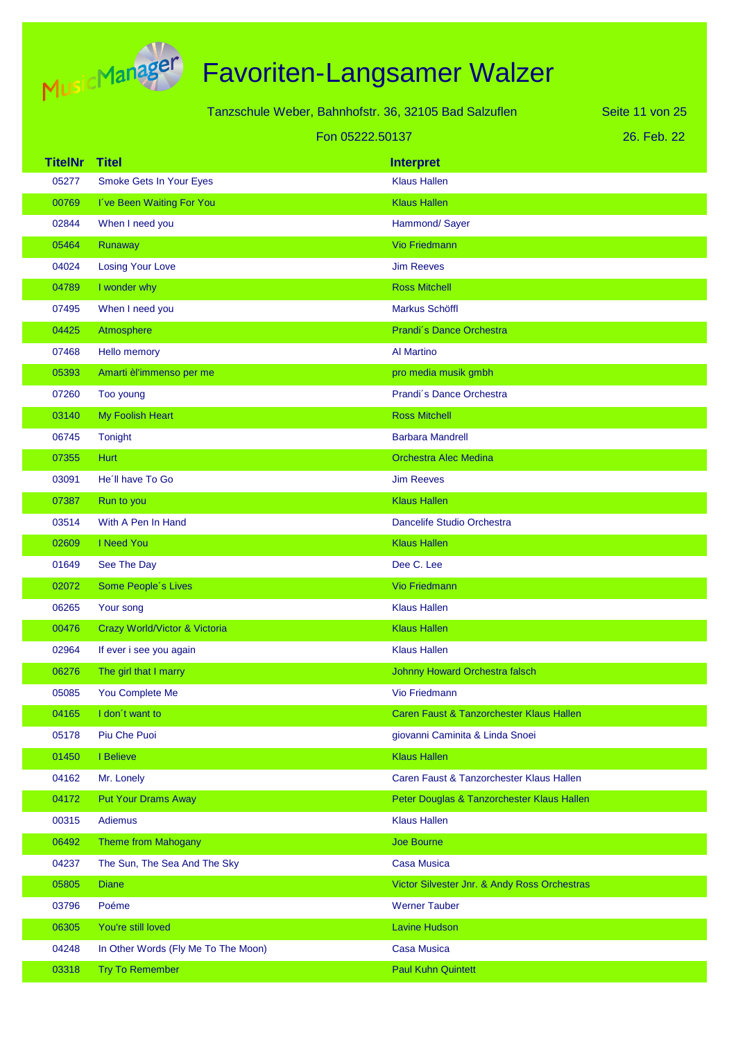# Favoriten-Langsamer Walzer

Tanzschule Weber, Bahnhofstr. 36, 32105 Bad Salzuflen

Fon 05222.50137

26. Feb. 22

| TitelNr | Titel | Interpret |
|---|---|---|
| 05277 | Smoke Gets In Your Eyes | Klaus Hallen |
| 00769 | I´ve Been Waiting For You | Klaus Hallen |
| 02844 | When I need you | Hammond/ Sayer |
| 05464 | Runaway | Vio Friedmann |
| 04024 | Losing Your Love | Jim Reeves |
| 04789 | I wonder why | Ross Mitchell |
| 07495 | When I need you | Markus Schöffl |
| 04425 | Atmosphere | Prandi´s Dance Orchestra |
| 07468 | Hello memory | Al Martino |
| 05393 | Amarti èl'immenso per me | pro media musik gmbh |
| 07260 | Too young | Prandi´s Dance Orchestra |
| 03140 | My Foolish Heart | Ross Mitchell |
| 06745 | Tonight | Barbara Mandrell |
| 07355 | Hurt | Orchestra Alec Medina |
| 03091 | He´ll have To Go | Jim Reeves |
| 07387 | Run to you | Klaus Hallen |
| 03514 | With A Pen In Hand | Dancelife Studio Orchestra |
| 02609 | I Need You | Klaus Hallen |
| 01649 | See The Day | Dee C. Lee |
| 02072 | Some People´s Lives | Vio Friedmann |
| 06265 | Your song | Klaus Hallen |
| 00476 | Crazy World/Victor & Victoria | Klaus Hallen |
| 02964 | If ever i see you again | Klaus Hallen |
| 06276 | The girl that I marry | Johnny Howard Orchestra falsch |
| 05085 | You Complete Me | Vio Friedmann |
| 04165 | I don´t want to | Caren Faust & Tanzorchester Klaus Hallen |
| 05178 | Piu Che Puoi | giovanni Caminita & Linda Snoei |
| 01450 | I Believe | Klaus Hallen |
| 04162 | Mr. Lonely | Caren Faust & Tanzorchester Klaus Hallen |
| 04172 | Put Your Drams Away | Peter Douglas & Tanzorchester Klaus Hallen |
| 00315 | Adiemus | Klaus Hallen |
| 06492 | Theme from Mahogany | Joe Bourne |
| 04237 | The Sun, The Sea And The Sky | Casa Musica |
| 05805 | Diane | Victor Silvester Jnr. & Andy Ross Orchestras |
| 03796 | Poéme | Werner Tauber |
| 06305 | You're still loved | Lavine Hudson |
| 04248 | In Other Words (Fly Me To The Moon) | Casa Musica |
| 03318 | Try To Remember | Paul Kuhn Quintett |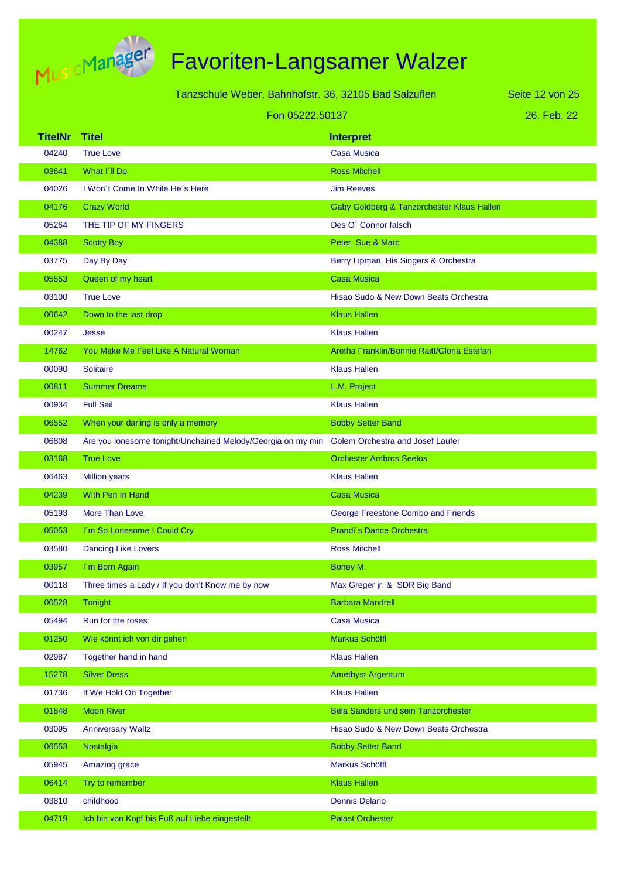# Favoriten-Langsamer Walzer

Tanzschule Weber, Bahnhofstr. 36, 32105 Bad Salzuflen

Fon 05222.50137

26. Feb. 22

| TitelNr | Titel | Interpret |
|---|---|---|
| 04240 | True Love | Casa Musica |
| 03641 | What I´ll Do | Ross Mitchell |
| 04026 | I Won´t Come In While He´s Here | Jim Reeves |
| 04176 | Crazy World | Gaby Goldberg & Tanzorchester Klaus Hallen |
| 05264 | THE TIP OF MY FINGERS | Des O´ Connor falsch |
| 04388 | Scotty Boy | Peter, Sue & Marc |
| 03775 | Day By Day | Berry Lipman, His Singers & Orchestra |
| 05553 | Queen of my heart | Casa Musica |
| 03100 | True Love | Hisao Sudo & New Down Beats Orchestra |
| 00642 | Down to the last drop | Klaus Hallen |
| 00247 | Jesse | Klaus Hallen |
| 14762 | You Make Me Feel Like A Natural Woman | Aretha Franklin/Bonnie Raitt/Gloria Estefan |
| 00090 | Solitaire | Klaus Hallen |
| 00811 | Summer Dreams | L.M. Project |
| 00934 | Full Sail | Klaus Hallen |
| 06552 | When your darling is only a memory | Bobby Setter Band |
| 06808 | Are you lonesome tonight/Unchained Melody/Georgia on my min | Golem Orchestra and Josef Laufer |
| 03168 | True Love | Orchester Ambros Seelos |
| 06463 | Million years | Klaus Hallen |
| 04239 | With Pen In Hand | Casa Musica |
| 05193 | More Than Love | George Freestone Combo and Friends |
| 05053 | I´m So Lonesome I Could Cry | Prandi´s Dance Orchestra |
| 03580 | Dancing Like Lovers | Ross Mitchell |
| 03957 | I´m Born Again | Boney M. |
| 00118 | Three times a Lady / If you don't Know me by now | Max Greger jr. & SDR Big Band |
| 00528 | Tonight | Barbara Mandrell |
| 05494 | Run for the roses | Casa Musica |
| 01250 | Wie könnt ich von dir gehen | Markus Schöffl |
| 02987 | Together hand in hand | Klaus Hallen |
| 15278 | Silver Dress | Amethyst Argentum |
| 01736 | If We Hold On Together | Klaus Hallen |
| 01848 | Moon River | Bela Sanders und sein Tanzorchester |
| 03095 | Anniversary Waltz | Hisao Sudo & New Down Beats Orchestra |
| 06553 | Nostalgia | Bobby Setter Band |
| 05945 | Amazing grace | Markus Schöffl |
| 06414 | Try to remember | Klaus Hallen |
| 03810 | childhood | Dennis Delano |
| 04719 | Ich bin von Kopf bis Fuß auf Liebe eingestellt | Palast Orchester |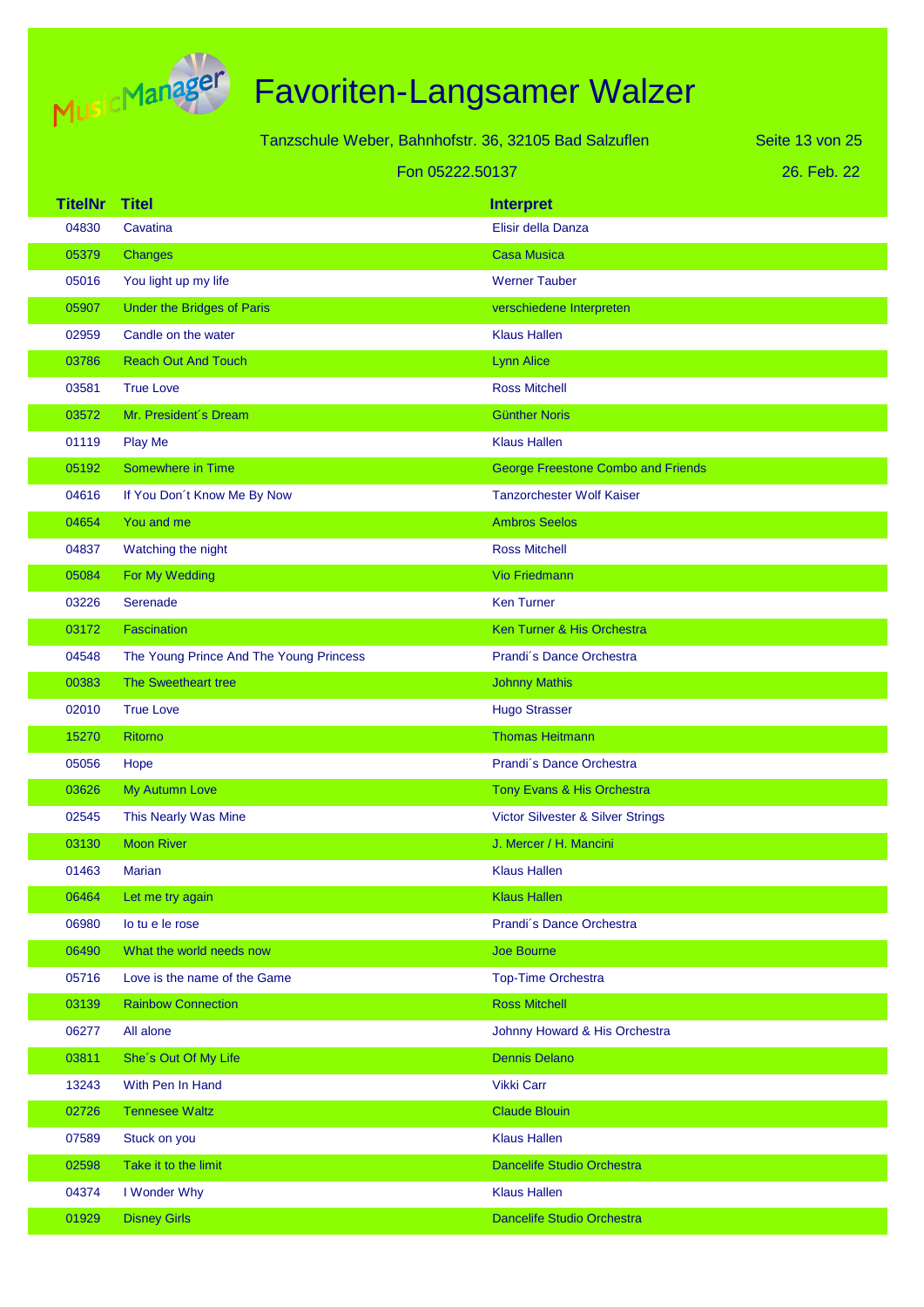# Favoriten-Langsamer Walzer

Tanzschule Weber, Bahnhofstr. 36, 32105 Bad Salzuflen

Fon 05222.50137

26. Feb. 22

| TitelNr | Titel | Interpret |
|---|---|---|
| 04830 | Cavatina | Elisir della Danza |
| 05379 | Changes | Casa Musica |
| 05016 | You light up my life | Werner Tauber |
| 05907 | Under the Bridges of Paris | verschiedene Interpreten |
| 02959 | Candle on the water | Klaus Hallen |
| 03786 | Reach Out And Touch | Lynn Alice |
| 03581 | True Love | Ross Mitchell |
| 03572 | Mr. President´s Dream | Günther Noris |
| 01119 | Play Me | Klaus Hallen |
| 05192 | Somewhere in Time | George Freestone Combo and Friends |
| 04616 | If You Don´t Know Me By Now | Tanzorchester Wolf Kaiser |
| 04654 | You and me | Ambros Seelos |
| 04837 | Watching the night | Ross Mitchell |
| 05084 | For My Wedding | Vio Friedmann |
| 03226 | Serenade | Ken Turner |
| 03172 | Fascination | Ken Turner & His Orchestra |
| 04548 | The Young Prince And The Young Princess | Prandi´s Dance Orchestra |
| 00383 | The Sweetheart tree | Johnny Mathis |
| 02010 | True Love | Hugo Strasser |
| 15270 | Ritorno | Thomas Heitmann |
| 05056 | Hope | Prandi´s Dance Orchestra |
| 03626 | My Autumn Love | Tony Evans & His Orchestra |
| 02545 | This Nearly Was Mine | Victor Silvester & Silver Strings |
| 03130 | Moon River | J. Mercer / H. Mancini |
| 01463 | Marian | Klaus Hallen |
| 06464 | Let me try again | Klaus Hallen |
| 06980 | Io tu e le rose | Prandi´s Dance Orchestra |
| 06490 | What the world needs now | Joe Bourne |
| 05716 | Love is the name of the Game | Top-Time Orchestra |
| 03139 | Rainbow Connection | Ross Mitchell |
| 06277 | All alone | Johnny Howard & His Orchestra |
| 03811 | She´s Out Of My Life | Dennis Delano |
| 13243 | With Pen In Hand | Vikki Carr |
| 02726 | Tennesee Waltz | Claude Blouin |
| 07589 | Stuck on you | Klaus Hallen |
| 02598 | Take it to the limit | Dancelife Studio Orchestra |
| 04374 | I Wonder Why | Klaus Hallen |
| 01929 | Disney Girls | Dancelife Studio Orchestra |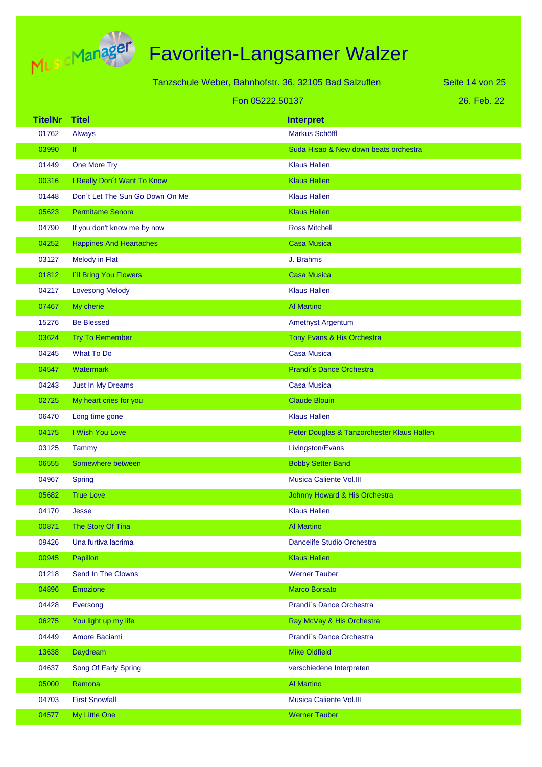# Favoriten-Langsamer Walzer

Tanzschule Weber, Bahnhofstr. 36, 32105 Bad Salzuflen

Fon 05222.50137

26. Feb. 22

| TitelNr | Titel | Interpret |
|---|---|---|
| 01762 | Always | Markus Schöffl |
| 03990 | If | Suda Hisao & New down beats orchestra |
| 01449 | One More Try | Klaus Hallen |
| 00316 | I Really Don´t Want To Know | Klaus Hallen |
| 01448 | Don´t Let The Sun Go Down On Me | Klaus Hallen |
| 05623 | Permitame Senora | Klaus Hallen |
| 04790 | If you don't know me by now | Ross Mitchell |
| 04252 | Happines And Heartaches | Casa Musica |
| 03127 | Melody in Flat | J. Brahms |
| 01812 | I´ll Bring You Flowers | Casa Musica |
| 04217 | Lovesong Melody | Klaus Hallen |
| 07467 | My cherie | Al Martino |
| 15276 | Be Blessed | Amethyst Argentum |
| 03624 | Try To Remember | Tony Evans & His Orchestra |
| 04245 | What To Do | Casa Musica |
| 04547 | Watermark | Prandi´s Dance Orchestra |
| 04243 | Just In My Dreams | Casa Musica |
| 02725 | My heart cries for you | Claude Blouin |
| 06470 | Long time gone | Klaus Hallen |
| 04175 | I Wish You Love | Peter Douglas & Tanzorchester Klaus Hallen |
| 03125 | Tammy | Livingston/Evans |
| 06555 | Somewhere between | Bobby Setter Band |
| 04967 | Spring | Musica Caliente Vol.III |
| 05682 | True Love | Johnny Howard & His Orchestra |
| 04170 | Jesse | Klaus Hallen |
| 00871 | The Story Of Tina | Al Martino |
| 09426 | Una furtiva lacrima | Dancelife Studio Orchestra |
| 00945 | Papillon | Klaus Hallen |
| 01218 | Send In The Clowns | Werner Tauber |
| 04896 | Emozione | Marco Borsato |
| 04428 | Eversong | Prandi´s Dance Orchestra |
| 06275 | You light up my life | Ray McVay & His Orchestra |
| 04449 | Amore Baciami | Prandi´s Dance Orchestra |
| 13638 | Daydream | Mike Oldfield |
| 04637 | Song Of Early Spring | verschiedene Interpreten |
| 05000 | Ramona | Al Martino |
| 04703 | First Snowfall | Musica Caliente Vol.III |
| 04577 | My Little One | Werner Tauber |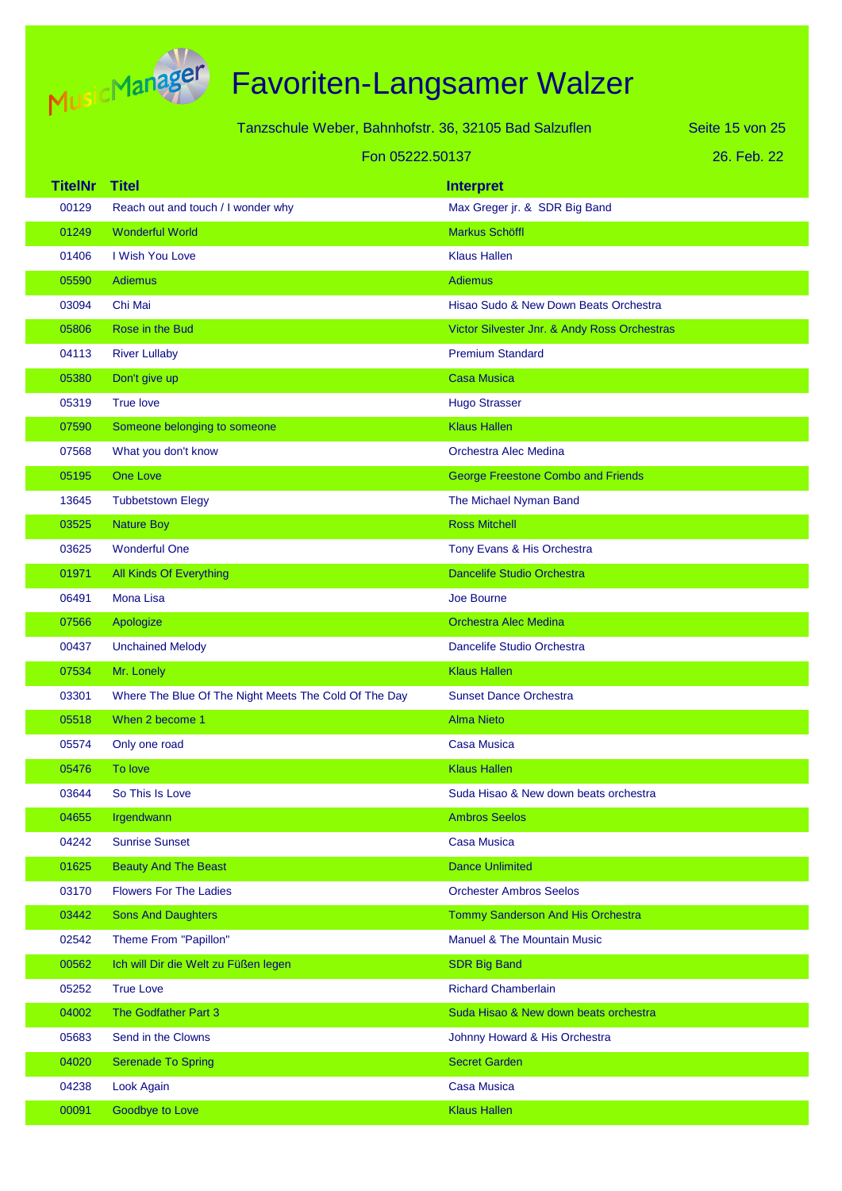# Favoriten-Langsamer Walzer

Tanzschule Weber, Bahnhofstr. 36, 32105 Bad Salzuflen

Fon 05222.50137

26. Feb. 22

| TitelNr | Titel | Interpret |
|---|---|---|
| 00129 | Reach out and touch / I wonder why | Max Greger jr. & SDR Big Band |
| 01249 | Wonderful World | Markus Schöffl |
| 01406 | I Wish You Love | Klaus Hallen |
| 05590 | Adiemus | Adiemus |
| 03094 | Chi Mai | Hisao Sudo & New Down Beats Orchestra |
| 05806 | Rose in the Bud | Victor Silvester Jnr. & Andy Ross Orchestras |
| 04113 | River Lullaby | Premium Standard |
| 05380 | Don't give up | Casa Musica |
| 05319 | True love | Hugo Strasser |
| 07590 | Someone belonging to someone | Klaus Hallen |
| 07568 | What you don't know | Orchestra Alec Medina |
| 05195 | One Love | George Freestone Combo and Friends |
| 13645 | Tubbetstown Elegy | The Michael Nyman Band |
| 03525 | Nature Boy | Ross Mitchell |
| 03625 | Wonderful One | Tony Evans & His Orchestra |
| 01971 | All Kinds Of Everything | Dancelife Studio Orchestra |
| 06491 | Mona Lisa | Joe Bourne |
| 07566 | Apologize | Orchestra Alec Medina |
| 00437 | Unchained Melody | Dancelife Studio Orchestra |
| 07534 | Mr. Lonely | Klaus Hallen |
| 03301 | Where The Blue Of The Night Meets The Cold Of The Day | Sunset Dance Orchestra |
| 05518 | When 2 become 1 | Alma Nieto |
| 05574 | Only one road | Casa Musica |
| 05476 | To love | Klaus Hallen |
| 03644 | So This Is Love | Suda Hisao & New down beats orchestra |
| 04655 | Irgendwann | Ambros Seelos |
| 04242 | Sunrise Sunset | Casa Musica |
| 01625 | Beauty And The Beast | Dance Unlimited |
| 03170 | Flowers For The Ladies | Orchester Ambros Seelos |
| 03442 | Sons And Daughters | Tommy Sanderson And His Orchestra |
| 02542 | Theme From "Papillon" | Manuel & The Mountain Music |
| 00562 | Ich will Dir die Welt zu Füßen legen | SDR Big Band |
| 05252 | True Love | Richard Chamberlain |
| 04002 | The Godfather Part 3 | Suda Hisao & New down beats orchestra |
| 05683 | Send in the Clowns | Johnny Howard & His Orchestra |
| 04020 | Serenade To Spring | Secret Garden |
| 04238 | Look Again | Casa Musica |
| 00091 | Goodbye to Love | Klaus Hallen |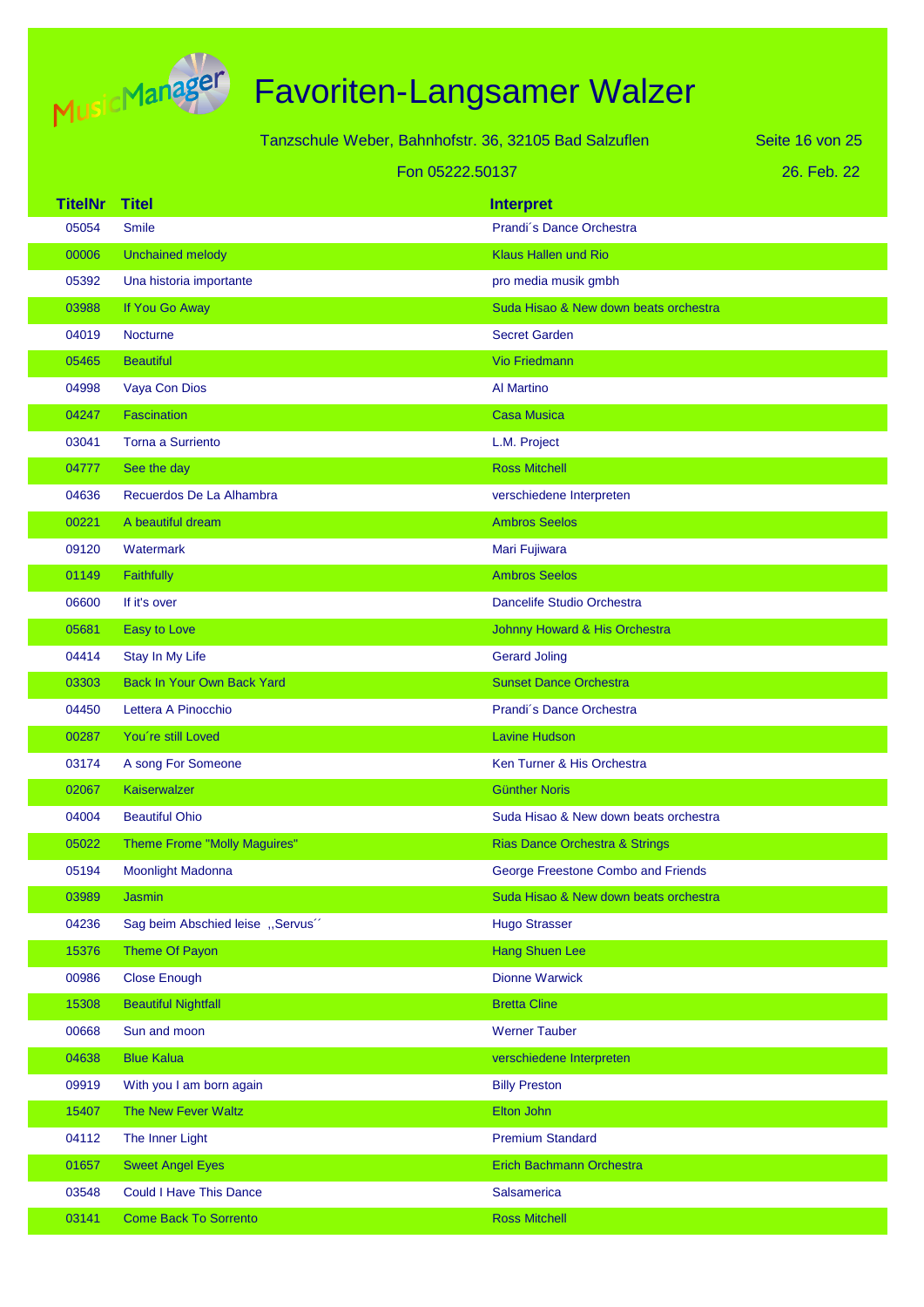# Favoriten-Langsamer Walzer

Tanzschule Weber, Bahnhofstr. 36, 32105 Bad Salzuflen

Fon 05222.50137

26. Feb. 22

| TitelNr | Titel | Interpret |
|---|---|---|
| 05054 | Smile | Prandi´s Dance Orchestra |
| 00006 | Unchained melody | Klaus Hallen und Rio |
| 05392 | Una historia importante | pro media musik gmbh |
| 03988 | If You Go Away | Suda Hisao & New down beats orchestra |
| 04019 | Nocturne | Secret Garden |
| 05465 | Beautiful | Vio Friedmann |
| 04998 | Vaya Con Dios | Al Martino |
| 04247 | Fascination | Casa Musica |
| 03041 | Torna a Surriento | L.M. Project |
| 04777 | See the day | Ross Mitchell |
| 04636 | Recuerdos De La Alhambra | verschiedene Interpreten |
| 00221 | A beautiful dream | Ambros Seelos |
| 09120 | Watermark | Mari Fujiwara |
| 01149 | Faithfully | Ambros Seelos |
| 06600 | If it's over | Dancelife Studio Orchestra |
| 05681 | Easy to Love | Johnny Howard & His Orchestra |
| 04414 | Stay In My Life | Gerard Joling |
| 03303 | Back In Your Own Back Yard | Sunset Dance Orchestra |
| 04450 | Lettera A Pinocchio | Prandi´s Dance Orchestra |
| 00287 | You´re still Loved | Lavine Hudson |
| 03174 | A song For Someone | Ken Turner & His Orchestra |
| 02067 | Kaiserwalzer | Günther Noris |
| 04004 | Beautiful Ohio | Suda Hisao & New down beats orchestra |
| 05022 | Theme Frome "Molly Maguires" | Rias Dance Orchestra & Strings |
| 05194 | Moonlight Madonna | George Freestone Combo and Friends |
| 03989 | Jasmin | Suda Hisao & New down beats orchestra |
| 04236 | Sag beim Abschied leise ,,Servus´´ | Hugo Strasser |
| 15376 | Theme Of Payon | Hang Shuen Lee |
| 00986 | Close Enough | Dionne Warwick |
| 15308 | Beautiful Nightfall | Bretta Cline |
| 00668 | Sun and moon | Werner Tauber |
| 04638 | Blue Kalua | verschiedene Interpreten |
| 09919 | With you I am born again | Billy Preston |
| 15407 | The New Fever Waltz | Elton John |
| 04112 | The Inner Light | Premium Standard |
| 01657 | Sweet Angel Eyes | Erich Bachmann Orchestra |
| 03548 | Could I Have This Dance | Salsamerica |
| 03141 | Come Back To Sorrento | Ross Mitchell |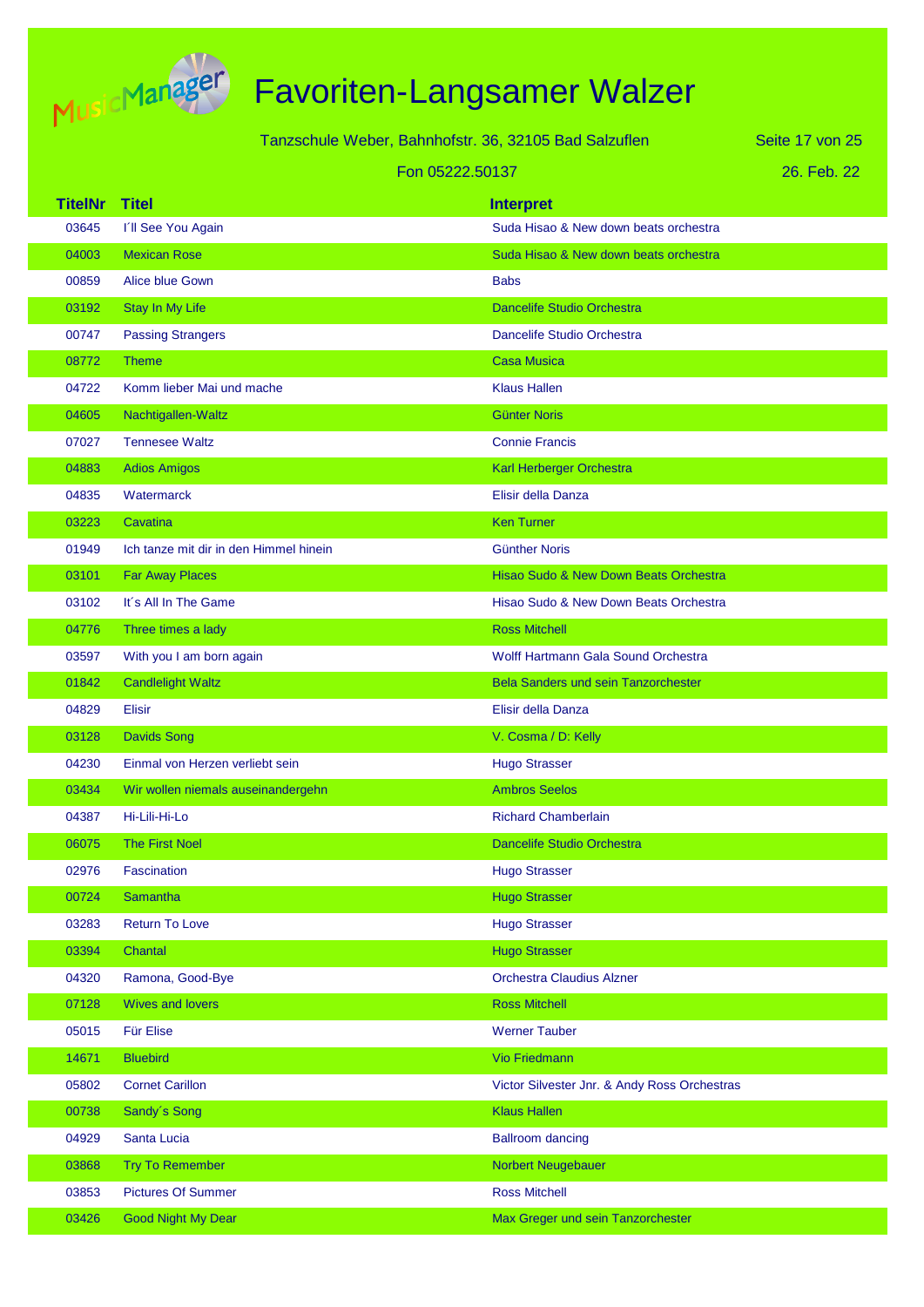# Favoriten-Langsamer Walzer

Tanzschule Weber, Bahnhofstr. 36, 32105 Bad Salzuflen

Fon 05222.50137

26. Feb. 22

| TitelNr | Titel | Interpret |
|---|---|---|
| 03645 | I´ll See You Again | Suda Hisao & New down beats orchestra |
| 04003 | Mexican Rose | Suda Hisao & New down beats orchestra |
| 00859 | Alice blue Gown | Babs |
| 03192 | Stay In My Life | Dancelife Studio Orchestra |
| 00747 | Passing Strangers | Dancelife Studio Orchestra |
| 08772 | Theme | Casa Musica |
| 04722 | Komm lieber Mai und mache | Klaus Hallen |
| 04605 | Nachtigallen-Waltz | Günter Noris |
| 07027 | Tennesee Waltz | Connie Francis |
| 04883 | Adios Amigos | Karl Herberger Orchestra |
| 04835 | Watermarck | Elisir della Danza |
| 03223 | Cavatina | Ken Turner |
| 01949 | Ich tanze mit dir in den Himmel hinein | Günther Noris |
| 03101 | Far Away Places | Hisao Sudo & New Down Beats Orchestra |
| 03102 | It´s All In The Game | Hisao Sudo & New Down Beats Orchestra |
| 04776 | Three times a lady | Ross Mitchell |
| 03597 | With you I am born again | Wolff Hartmann Gala Sound Orchestra |
| 01842 | Candlelight Waltz | Bela Sanders und sein Tanzorchester |
| 04829 | Elisir | Elisir della Danza |
| 03128 | Davids Song | V. Cosma / D: Kelly |
| 04230 | Einmal von Herzen verliebt sein | Hugo Strasser |
| 03434 | Wir wollen niemals auseinandergehn | Ambros Seelos |
| 04387 | Hi-Lili-Hi-Lo | Richard Chamberlain |
| 06075 | The First Noel | Dancelife Studio Orchestra |
| 02976 | Fascination | Hugo Strasser |
| 00724 | Samantha | Hugo Strasser |
| 03283 | Return To Love | Hugo Strasser |
| 03394 | Chantal | Hugo Strasser |
| 04320 | Ramona, Good-Bye | Orchestra Claudius Alzner |
| 07128 | Wives and lovers | Ross Mitchell |
| 05015 | Für Elise | Werner Tauber |
| 14671 | Bluebird | Vio Friedmann |
| 05802 | Cornet Carillon | Victor Silvester Jnr. & Andy Ross Orchestras |
| 00738 | Sandy´s Song | Klaus Hallen |
| 04929 | Santa Lucia | Ballroom dancing |
| 03868 | Try To Remember | Norbert Neugebauer |
| 03853 | Pictures Of Summer | Ross Mitchell |
| 03426 | Good Night My Dear | Max Greger und sein Tanzorchester |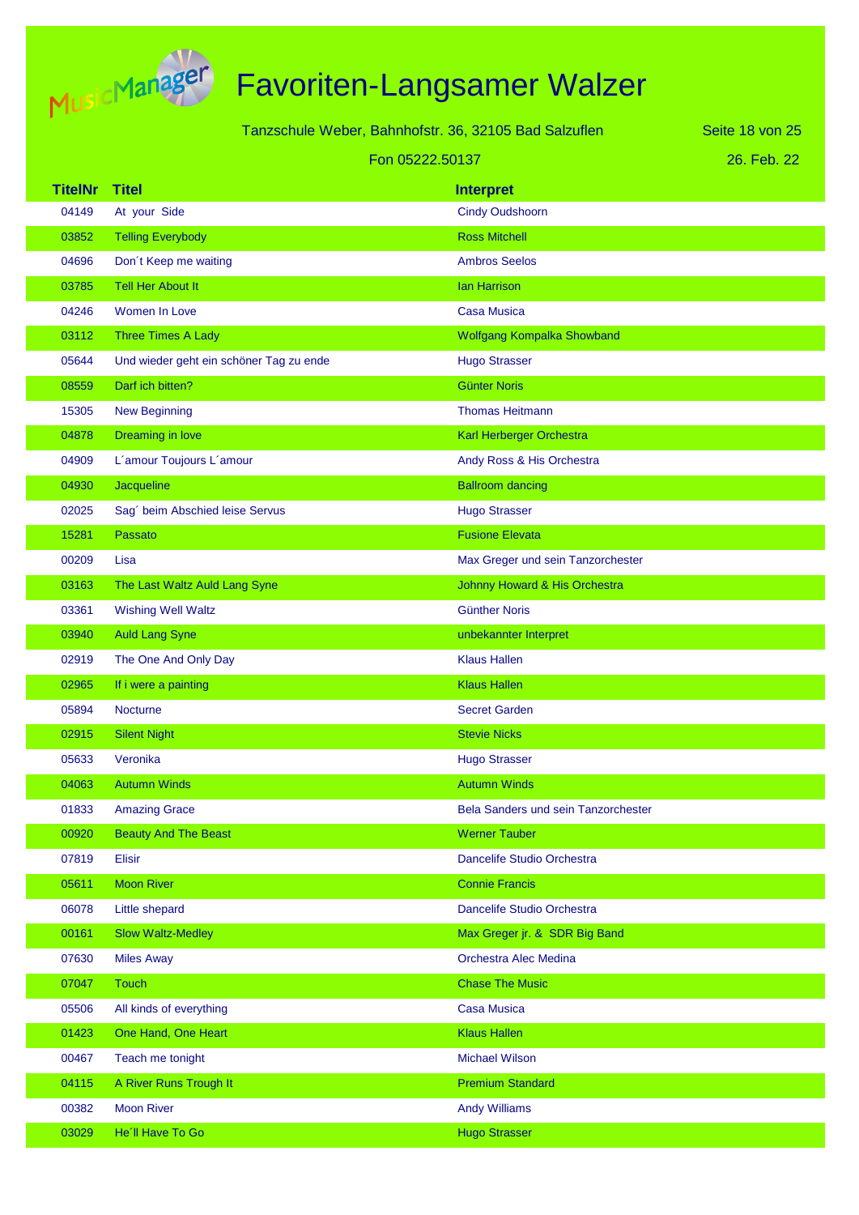# Favoriten-Langsamer Walzer

Tanzschule Weber, Bahnhofstr. 36, 32105 Bad Salzuflen

Fon 05222.50137

26. Feb. 22

| TitelNr | Titel | Interpret |
|---|---|---|
| 04149 | At your Side | Cindy Oudshoorn |
| 03852 | Telling Everybody | Ross Mitchell |
| 04696 | Don´t Keep me waiting | Ambros Seelos |
| 03785 | Tell Her About It | Ian Harrison |
| 04246 | Women In Love | Casa Musica |
| 03112 | Three Times A Lady | Wolfgang Kompalka Showband |
| 05644 | Und wieder geht ein schöner Tag zu ende | Hugo Strasser |
| 08559 | Darf ich bitten? | Günter Noris |
| 15305 | New Beginning | Thomas Heitmann |
| 04878 | Dreaming in love | Karl Herberger Orchestra |
| 04909 | L´amour Toujours L´amour | Andy Ross & His Orchestra |
| 04930 | Jacqueline | Ballroom dancing |
| 02025 | Sag´ beim Abschied leise Servus | Hugo Strasser |
| 15281 | Passato | Fusione Elevata |
| 00209 | Lisa | Max Greger und sein Tanzorchester |
| 03163 | The Last Waltz Auld Lang Syne | Johnny Howard & His Orchestra |
| 03361 | Wishing Well Waltz | Günther Noris |
| 03940 | Auld Lang Syne | unbekannter Interpret |
| 02919 | The One And Only Day | Klaus Hallen |
| 02965 | If i were a painting | Klaus Hallen |
| 05894 | Nocturne | Secret Garden |
| 02915 | Silent Night | Stevie Nicks |
| 05633 | Veronika | Hugo Strasser |
| 04063 | Autumn Winds | Autumn Winds |
| 01833 | Amazing Grace | Bela Sanders und sein Tanzorchester |
| 00920 | Beauty And The Beast | Werner Tauber |
| 07819 | Elisir | Dancelife Studio Orchestra |
| 05611 | Moon River | Connie Francis |
| 06078 | Little shepard | Dancelife Studio Orchestra |
| 00161 | Slow Waltz-Medley | Max Greger jr. & SDR Big Band |
| 07630 | Miles Away | Orchestra Alec Medina |
| 07047 | Touch | Chase The Music |
| 05506 | All kinds of everything | Casa Musica |
| 01423 | One Hand, One Heart | Klaus Hallen |
| 00467 | Teach me tonight | Michael Wilson |
| 04115 | A River Runs Trough It | Premium Standard |
| 00382 | Moon River | Andy Williams |
| 03029 | He´ll Have To Go | Hugo Strasser |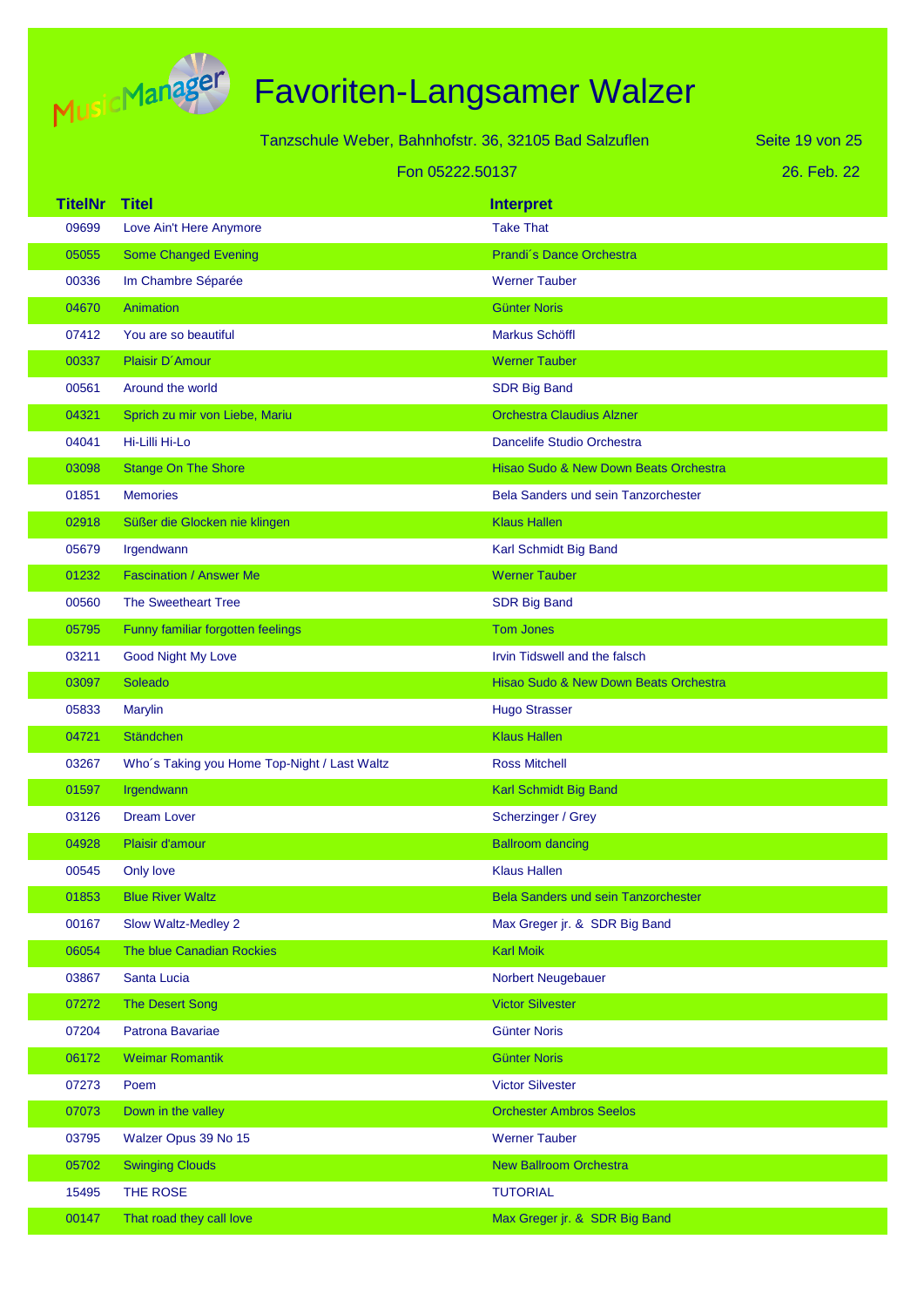# Favoriten-Langsamer Walzer

Tanzschule Weber, Bahnhofstr. 36, 32105 Bad Salzuflen

Fon 05222.50137

26. Feb. 22

| TitelNr | Titel | Interpret |
|---|---|---|
| 09699 | Love Ain't Here Anymore | Take That |
| 05055 | Some Changed Evening | Prandi´s Dance Orchestra |
| 00336 | Im Chambre Séparée | Werner Tauber |
| 04670 | Animation | Günter Noris |
| 07412 | You are so beautiful | Markus Schöffl |
| 00337 | Plaisir D´Amour | Werner Tauber |
| 00561 | Around the world | SDR Big Band |
| 04321 | Sprich zu mir von Liebe, Mariu | Orchestra Claudius Alzner |
| 04041 | Hi-Lilli Hi-Lo | Dancelife Studio Orchestra |
| 03098 | Stange On The Shore | Hisao Sudo & New Down Beats Orchestra |
| 01851 | Memories | Bela Sanders und sein Tanzorchester |
| 02918 | Süßer die Glocken nie klingen | Klaus Hallen |
| 05679 | Irgendwann | Karl Schmidt Big Band |
| 01232 | Fascination / Answer Me | Werner Tauber |
| 00560 | The Sweetheart Tree | SDR Big Band |
| 05795 | Funny familiar forgotten feelings | Tom Jones |
| 03211 | Good Night My Love | Irvin Tidswell and the falsch |
| 03097 | Soleado | Hisao Sudo & New Down Beats Orchestra |
| 05833 | Marylin | Hugo Strasser |
| 04721 | Ständchen | Klaus Hallen |
| 03267 | Who´s Taking you Home Top-Night / Last Waltz | Ross Mitchell |
| 01597 | Irgendwann | Karl Schmidt Big Band |
| 03126 | Dream Lover | Scherzinger / Grey |
| 04928 | Plaisir d'amour | Ballroom dancing |
| 00545 | Only love | Klaus Hallen |
| 01853 | Blue River Waltz | Bela Sanders und sein Tanzorchester |
| 00167 | Slow Waltz-Medley 2 | Max Greger jr. & SDR Big Band |
| 06054 | The blue Canadian Rockies | Karl Moik |
| 03867 | Santa Lucia | Norbert Neugebauer |
| 07272 | The Desert Song | Victor Silvester |
| 07204 | Patrona Bavariae | Günter Noris |
| 06172 | Weimar Romantik | Günter Noris |
| 07273 | Poem | Victor Silvester |
| 07073 | Down in the valley | Orchester Ambros Seelos |
| 03795 | Walzer Opus 39 No 15 | Werner Tauber |
| 05702 | Swinging Clouds | New Ballroom Orchestra |
| 15495 | THE ROSE | TUTORIAL |
| 00147 | That road they call love | Max Greger jr. & SDR Big Band |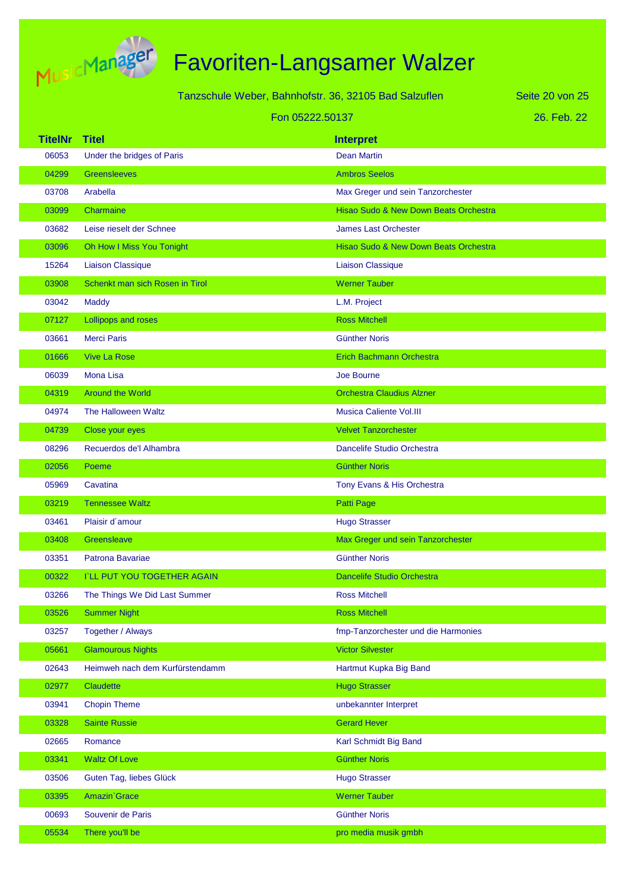# Favoriten-Langsamer Walzer

Tanzschule Weber, Bahnhofstr. 36, 32105 Bad Salzuflen

Fon 05222.50137

26. Feb. 22

| TitelNr | Titel | Interpret |
|---|---|---|
| 06053 | Under the bridges of Paris | Dean Martin |
| 04299 | Greensleeves | Ambros Seelos |
| 03708 | Arabella | Max Greger und sein Tanzorchester |
| 03099 | Charmaine | Hisao Sudo & New Down Beats Orchestra |
| 03682 | Leise rieselt der Schnee | James Last Orchester |
| 03096 | Oh How I Miss You Tonight | Hisao Sudo & New Down Beats Orchestra |
| 15264 | Liaison Classique | Liaison Classique |
| 03908 | Schenkt man sich Rosen in Tirol | Werner Tauber |
| 03042 | Maddy | L.M. Project |
| 07127 | Lollipops and roses | Ross Mitchell |
| 03661 | Merci Paris | Günther Noris |
| 01666 | Vive La Rose | Erich Bachmann Orchestra |
| 06039 | Mona Lisa | Joe Bourne |
| 04319 | Around the World | Orchestra Claudius Alzner |
| 04974 | The Halloween Waltz | Musica Caliente Vol.III |
| 04739 | Close your eyes | Velvet Tanzorchester |
| 08296 | Recuerdos de'l Alhambra | Dancelife Studio Orchestra |
| 02056 | Poeme | Günther Noris |
| 05969 | Cavatina | Tony Evans & His Orchestra |
| 03219 | Tennessee Waltz | Patti Page |
| 03461 | Plaisir d´amour | Hugo Strasser |
| 03408 | Greensleave | Max Greger und sein Tanzorchester |
| 03351 | Patrona Bavariae | Günther Noris |
| 00322 | I`LL PUT YOU TOGETHER AGAIN | Dancelife Studio Orchestra |
| 03266 | The Things We Did Last Summer | Ross Mitchell |
| 03526 | Summer Night | Ross Mitchell |
| 03257 | Together / Always | fmp-Tanzorchester und die Harmonies |
| 05661 | Glamourous Nights | Victor Silvester |
| 02643 | Heimweh nach dem Kurfürstendamm | Hartmut Kupka Big Band |
| 02977 | Claudette | Hugo Strasser |
| 03941 | Chopin Theme | unbekannter Interpret |
| 03328 | Sainte Russie | Gerard Hever |
| 02665 | Romance | Karl Schmidt Big Band |
| 03341 | Waltz Of Love | Günther Noris |
| 03506 | Guten Tag, liebes Glück | Hugo Strasser |
| 03395 | Amazin`Grace | Werner Tauber |
| 00693 | Souvenir de Paris | Günther Noris |
| 05534 | There you'll be | pro media musik gmbh |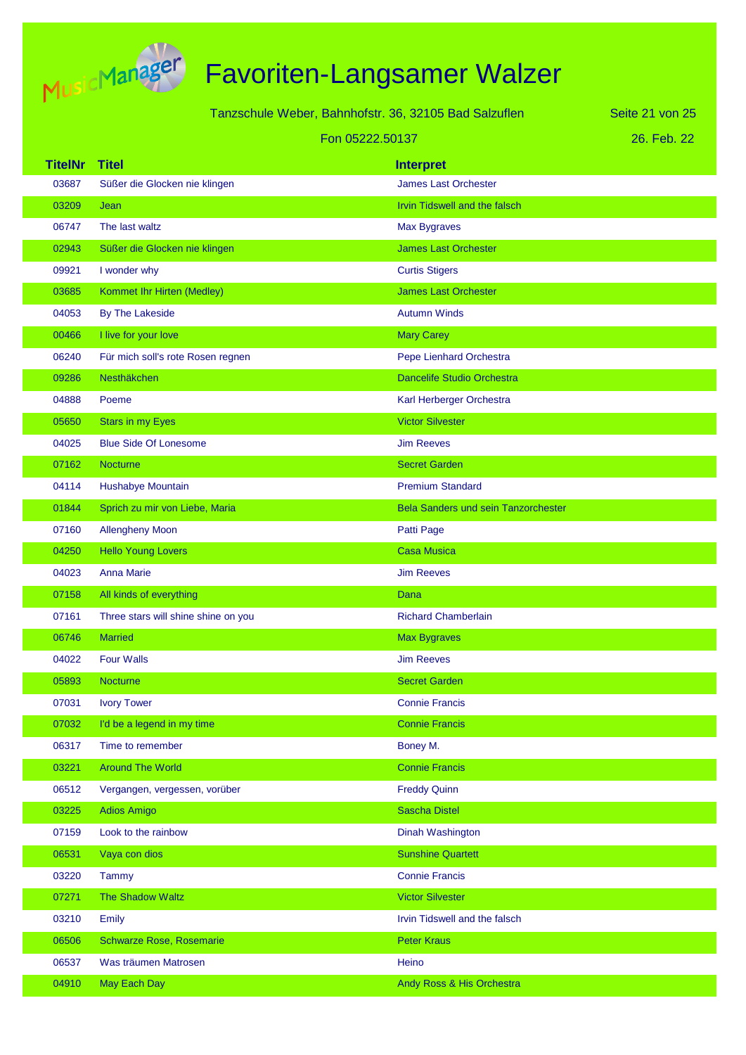# Favoriten-Langsamer Walzer

Tanzschule Weber, Bahnhofstr. 36, 32105 Bad Salzuflen

Fon 05222.50137

26. Feb. 22

| TitelNr | Titel | Interpret |
|---|---|---|
| 03687 | Süßer die Glocken nie klingen | James Last Orchester |
| 03209 | Jean | Irvin Tidswell and the falsch |
| 06747 | The last waltz | Max Bygraves |
| 02943 | Süßer die Glocken nie klingen | James Last Orchester |
| 09921 | I wonder why | Curtis Stigers |
| 03685 | Kommet Ihr Hirten (Medley) | James Last Orchester |
| 04053 | By The Lakeside | Autumn Winds |
| 00466 | I live for your love | Mary Carey |
| 06240 | Für mich soll's rote Rosen regnen | Pepe Lienhard Orchestra |
| 09286 | Nesthäkchen | Dancelife Studio Orchestra |
| 04888 | Poeme | Karl Herberger Orchestra |
| 05650 | Stars in my Eyes | Victor Silvester |
| 04025 | Blue Side Of Lonesome | Jim Reeves |
| 07162 | Nocturne | Secret Garden |
| 04114 | Hushabye Mountain | Premium Standard |
| 01844 | Sprich zu mir von Liebe, Maria | Bela Sanders und sein Tanzorchester |
| 07160 | Allengheny Moon | Patti Page |
| 04250 | Hello Young Lovers | Casa Musica |
| 04023 | Anna Marie | Jim Reeves |
| 07158 | All kinds of everything | Dana |
| 07161 | Three stars will shine shine on you | Richard Chamberlain |
| 06746 | Married | Max Bygraves |
| 04022 | Four Walls | Jim Reeves |
| 05893 | Nocturne | Secret Garden |
| 07031 | Ivory Tower | Connie Francis |
| 07032 | I'd be a legend in my time | Connie Francis |
| 06317 | Time to remember | Boney M. |
| 03221 | Around The World | Connie Francis |
| 06512 | Vergangen, vergessen, vorüber | Freddy Quinn |
| 03225 | Adios Amigo | Sascha Distel |
| 07159 | Look to the rainbow | Dinah Washington |
| 06531 | Vaya con dios | Sunshine Quartett |
| 03220 | Tammy | Connie Francis |
| 07271 | The Shadow Waltz | Victor Silvester |
| 03210 | Emily | Irvin Tidswell and the falsch |
| 06506 | Schwarze Rose, Rosemarie | Peter Kraus |
| 06537 | Was träumen Matrosen | Heino |
| 04910 | May Each Day | Andy Ross & His Orchestra |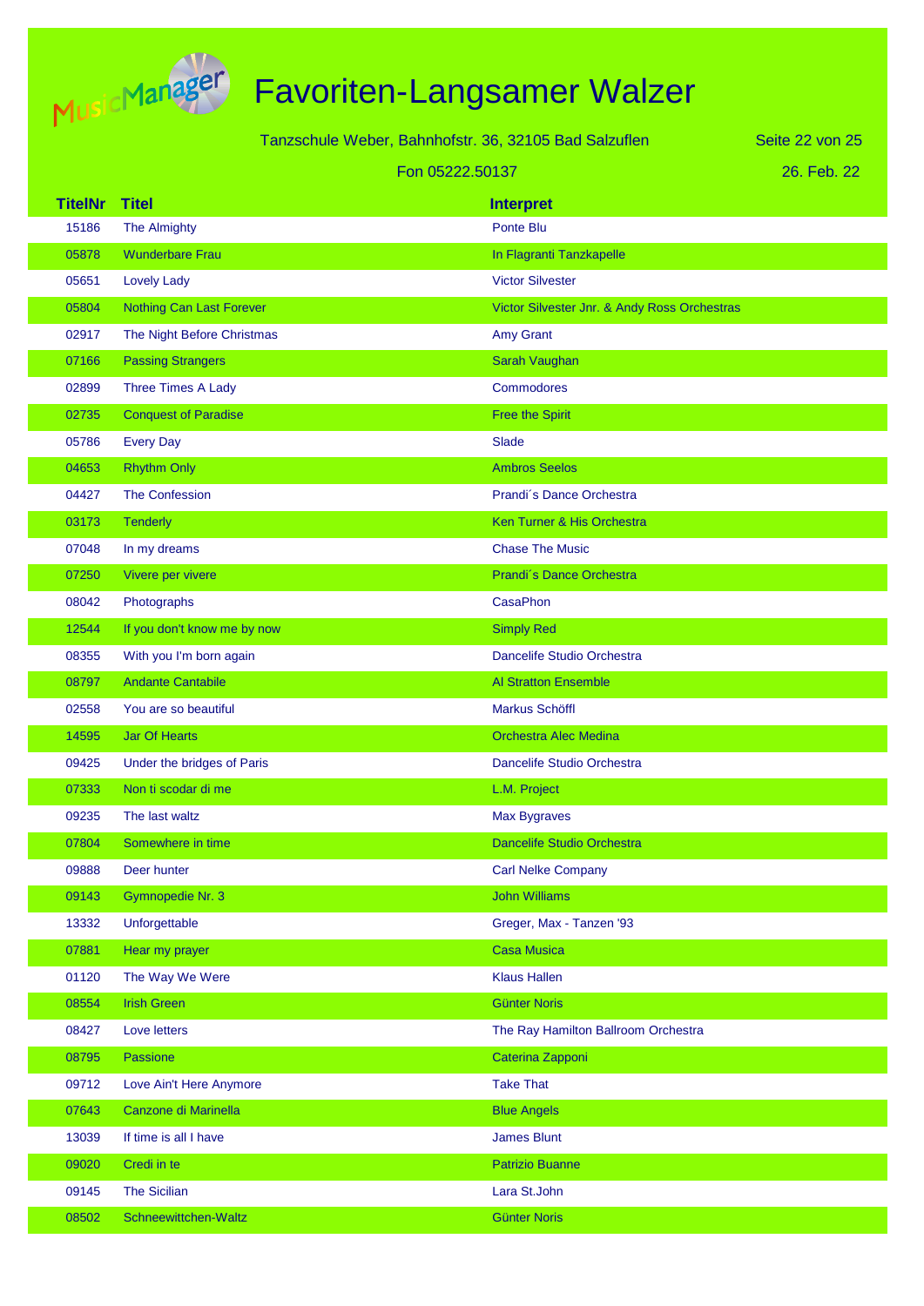# Favoriten-Langsamer Walzer

Tanzschule Weber, Bahnhofstr. 36, 32105 Bad Salzuflen

Fon 05222.50137

26. Feb. 22

| TitelNr | Titel | Interpret |
|---|---|---|
| 15186 | The Almighty | Ponte Blu |
| 05878 | Wunderbare Frau | In Flagranti Tanzkapelle |
| 05651 | Lovely Lady | Victor Silvester |
| 05804 | Nothing Can Last Forever | Victor Silvester Jnr. & Andy Ross Orchestras |
| 02917 | The Night Before Christmas | Amy Grant |
| 07166 | Passing Strangers | Sarah Vaughan |
| 02899 | Three Times A Lady | Commodores |
| 02735 | Conquest of Paradise | Free the Spirit |
| 05786 | Every Day | Slade |
| 04653 | Rhythm Only | Ambros Seelos |
| 04427 | The Confession | Prandi´s Dance Orchestra |
| 03173 | Tenderly | Ken Turner & His Orchestra |
| 07048 | In my dreams | Chase The Music |
| 07250 | Vivere per vivere | Prandi´s Dance Orchestra |
| 08042 | Photographs | CasaPhon |
| 12544 | If you don't know me by now | Simply Red |
| 08355 | With you I'm born again | Dancelife Studio Orchestra |
| 08797 | Andante Cantabile | Al Stratton Ensemble |
| 02558 | You are so beautiful | Markus Schöffl |
| 14595 | Jar Of Hearts | Orchestra Alec Medina |
| 09425 | Under the bridges of Paris | Dancelife Studio Orchestra |
| 07333 | Non ti scodar di me | L.M. Project |
| 09235 | The last waltz | Max Bygraves |
| 07804 | Somewhere in time | Dancelife Studio Orchestra |
| 09888 | Deer hunter | Carl Nelke Company |
| 09143 | Gymnopedie Nr. 3 | John Williams |
| 13332 | Unforgettable | Greger, Max - Tanzen '93 |
| 07881 | Hear my prayer | Casa Musica |
| 01120 | The Way We Were | Klaus Hallen |
| 08554 | Irish Green | Günter Noris |
| 08427 | Love letters | The Ray Hamilton Ballroom Orchestra |
| 08795 | Passione | Caterina Zapponi |
| 09712 | Love Ain't Here Anymore | Take That |
| 07643 | Canzone di Marinella | Blue Angels |
| 13039 | If time is all I have | James Blunt |
| 09020 | Credi in te | Patrizio Buanne |
| 09145 | The Sicilian | Lara St.John |
| 08502 | Schneewittchen-Waltz | Günter Noris |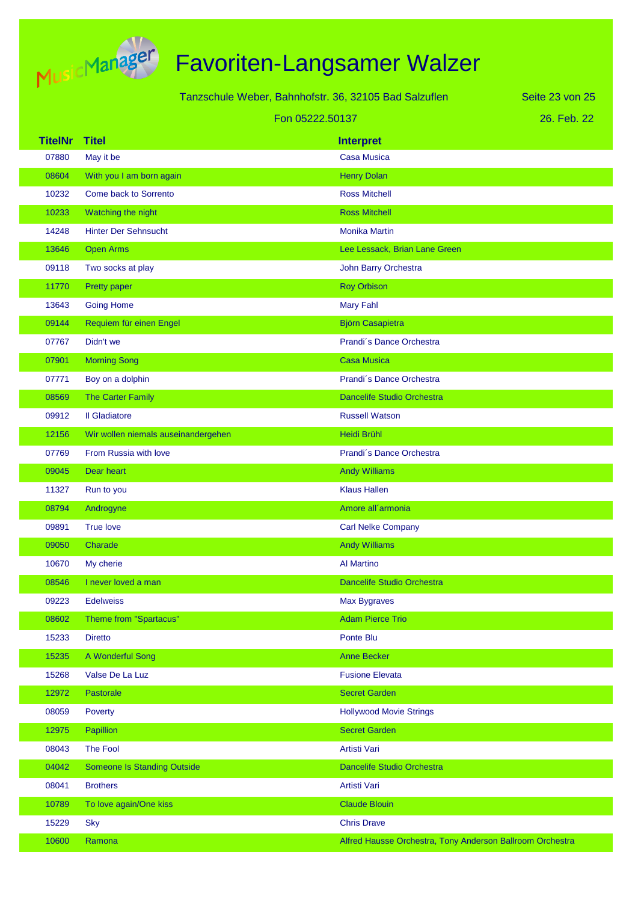# Favoriten-Langsamer Walzer

Tanzschule Weber, Bahnhofstr. 36, 32105 Bad Salzuflen

Fon 05222.50137

26. Feb. 22

| TitelNr | Titel | Interpret |
|---|---|---|
| 07880 | May it be | Casa Musica |
| 08604 | With you I am born again | Henry Dolan |
| 10232 | Come back to Sorrento | Ross Mitchell |
| 10233 | Watching the night | Ross Mitchell |
| 14248 | Hinter Der Sehnsucht | Monika Martin |
| 13646 | Open Arms | Lee Lessack, Brian Lane Green |
| 09118 | Two socks at play | John Barry Orchestra |
| 11770 | Pretty paper | Roy Orbison |
| 13643 | Going Home | Mary Fahl |
| 09144 | Requiem für einen Engel | Björn Casapietra |
| 07767 | Didn't we | Prandi´s Dance Orchestra |
| 07901 | Morning Song | Casa Musica |
| 07771 | Boy on a dolphin | Prandi´s Dance Orchestra |
| 08569 | The Carter Family | Dancelife Studio Orchestra |
| 09912 | Il Gladiatore | Russell Watson |
| 12156 | Wir wollen niemals auseinandergehen | Heidi Brühl |
| 07769 | From Russia with love | Prandi´s Dance Orchestra |
| 09045 | Dear heart | Andy Williams |
| 11327 | Run to you | Klaus Hallen |
| 08794 | Androgyne | Amore all´armonia |
| 09891 | True love | Carl Nelke Company |
| 09050 | Charade | Andy Williams |
| 10670 | My cherie | Al Martino |
| 08546 | I never loved a man | Dancelife Studio Orchestra |
| 09223 | Edelweiss | Max Bygraves |
| 08602 | Theme from "Spartacus" | Adam Pierce Trio |
| 15233 | Diretto | Ponte Blu |
| 15235 | A Wonderful Song | Anne Becker |
| 15268 | Valse De La Luz | Fusione Elevata |
| 12972 | Pastorale | Secret Garden |
| 08059 | Poverty | Hollywood Movie Strings |
| 12975 | Papillion | Secret Garden |
| 08043 | The Fool | Artisti Vari |
| 04042 | Someone Is Standing Outside | Dancelife Studio Orchestra |
| 08041 | Brothers | Artisti Vari |
| 10789 | To love again/One kiss | Claude Blouin |
| 15229 | Sky | Chris Drave |
| 10600 | Ramona | Alfred Hausse Orchestra, Tony Anderson Ballroom Orchestra |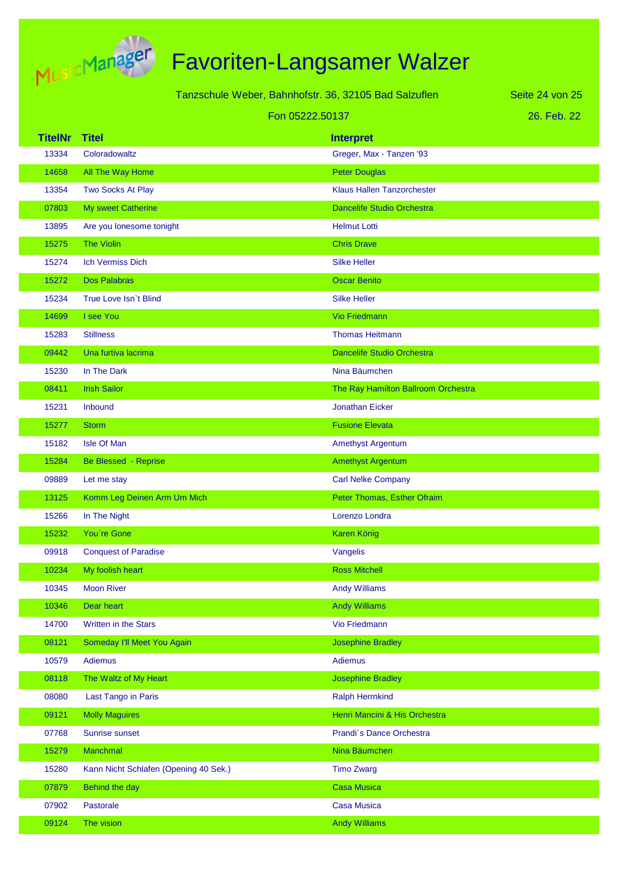# Favoriten-Langsamer Walzer

Tanzschule Weber, Bahnhofstr. 36, 32105 Bad Salzuflen

Fon 05222.50137

26. Feb. 22

| TitelNr | Titel | Interpret |
|---|---|---|
| 13334 | Coloradowaltz | Greger, Max - Tanzen '93 |
| 14658 | All The Way Home | Peter Douglas |
| 13354 | Two Socks At Play | Klaus Hallen Tanzorchester |
| 07803 | My sweet Catherine | Dancelife Studio Orchestra |
| 13895 | Are you lonesome tonight | Helmut Lotti |
| 15275 | The Violin | Chris Drave |
| 15274 | Ich Vermiss Dich | Silke Heller |
| 15272 | Dos Palabras | Oscar Benito |
| 15234 | True Love Isn`t Blind | Silke Heller |
| 14699 | I see You | Vio Friedmann |
| 15283 | Stillness | Thomas Heitmann |
| 09442 | Una furtiva lacrima | Dancelife Studio Orchestra |
| 15230 | In The Dark | Nina Bäumchen |
| 08411 | Irish Sailor | The Ray Hamilton Ballroom Orchestra |
| 15231 | Inbound | Jonathan Eicker |
| 15277 | Storm | Fusione Elevata |
| 15182 | Isle Of Man | Amethyst Argentum |
| 15284 | Be Blessed - Reprise | Amethyst Argentum |
| 09889 | Let me stay | Carl Nelke Company |
| 13125 | Komm Leg Deinen Arm Um Mich | Peter Thomas, Esther Ofraim |
| 15266 | In The Night | Lorenzo Londra |
| 15232 | You`re Gone | Karen König |
| 09918 | Conquest of Paradise | Vangelis |
| 10234 | My foolish heart | Ross Mitchell |
| 10345 | Moon River | Andy Williams |
| 10346 | Dear heart | Andy Williams |
| 14700 | Written in the Stars | Vio Friedmann |
| 08121 | Someday I'll Meet You Again | Josephine Bradley |
| 10579 | Adiemus | Adiemus |
| 08118 | The Waltz of My Heart | Josephine Bradley |
| 08080 | Last Tango in Paris | Ralph Herrnkind |
| 09121 | Molly Maguires | Henri Mancini & His Orchestra |
| 07768 | Sunrise sunset | Prandi´s Dance Orchestra |
| 15279 | Manchmal | Nina Bäumchen |
| 15280 | Kann Nicht Schlafen (Opening 40 Sek.) | Timo Zwarg |
| 07879 | Behind the day | Casa Musica |
| 07902 | Pastorale | Casa Musica |
| 09124 | The vision | Andy Williams |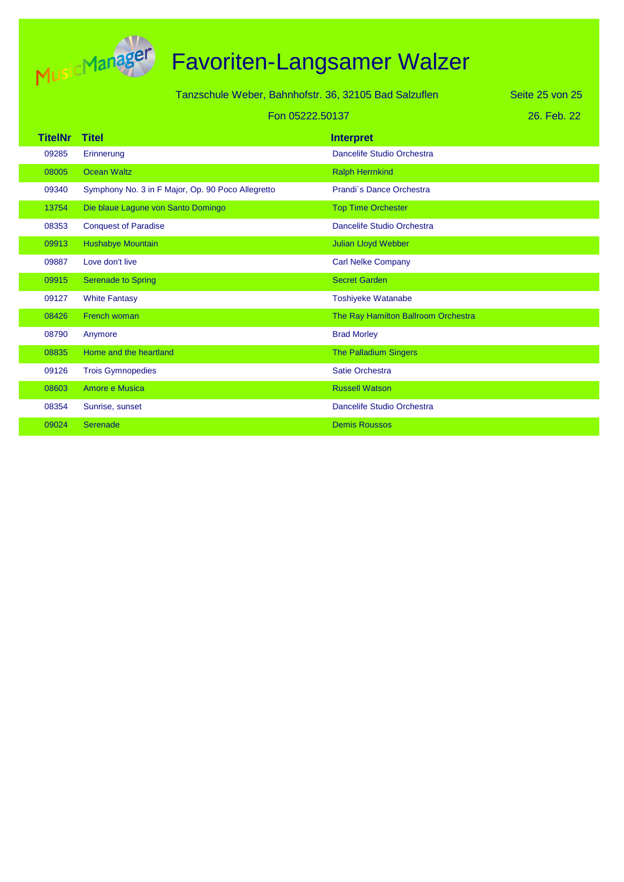# Favoriten-Langsamer Walzer

Tanzschule Weber, Bahnhofstr. 36, 32105 Bad Salzuflen

Fon 05222.50137

26. Feb. 22

| TitelNr | Titel | Interpret |
|---|---|---|
| 09285 | Erinnerung | Dancelife Studio Orchestra |
| 08005 | Ocean Waltz | Ralph Herrnkind |
| 09340 | Symphony No. 3 in F Major, Op. 90 Poco Allegretto | Prandi´s Dance Orchestra |
| 13754 | Die blaue Lagune von Santo Domingo | Top Time Orchester |
| 08353 | Conquest of Paradise | Dancelife Studio Orchestra |
| 09913 | Hushabye Mountain | Julian Lloyd Webber |
| 09887 | Love don't live | Carl Nelke Company |
| 09915 | Serenade to Spring | Secret Garden |
| 09127 | White Fantasy | Toshiyeke Watanabe |
| 08426 | French woman | The Ray Hamilton Ballroom Orchestra |
| 08790 | Anymore | Brad Morley |
| 08835 | Home and the heartland | The Palladium Singers |
| 09126 | Trois Gymnopedies | Satie Orchestra |
| 08603 | Amore e Musica | Russell Watson |
| 08354 | Sunrise, sunset | Dancelife Studio Orchestra |
| 09024 | Serenade | Demis Roussos |